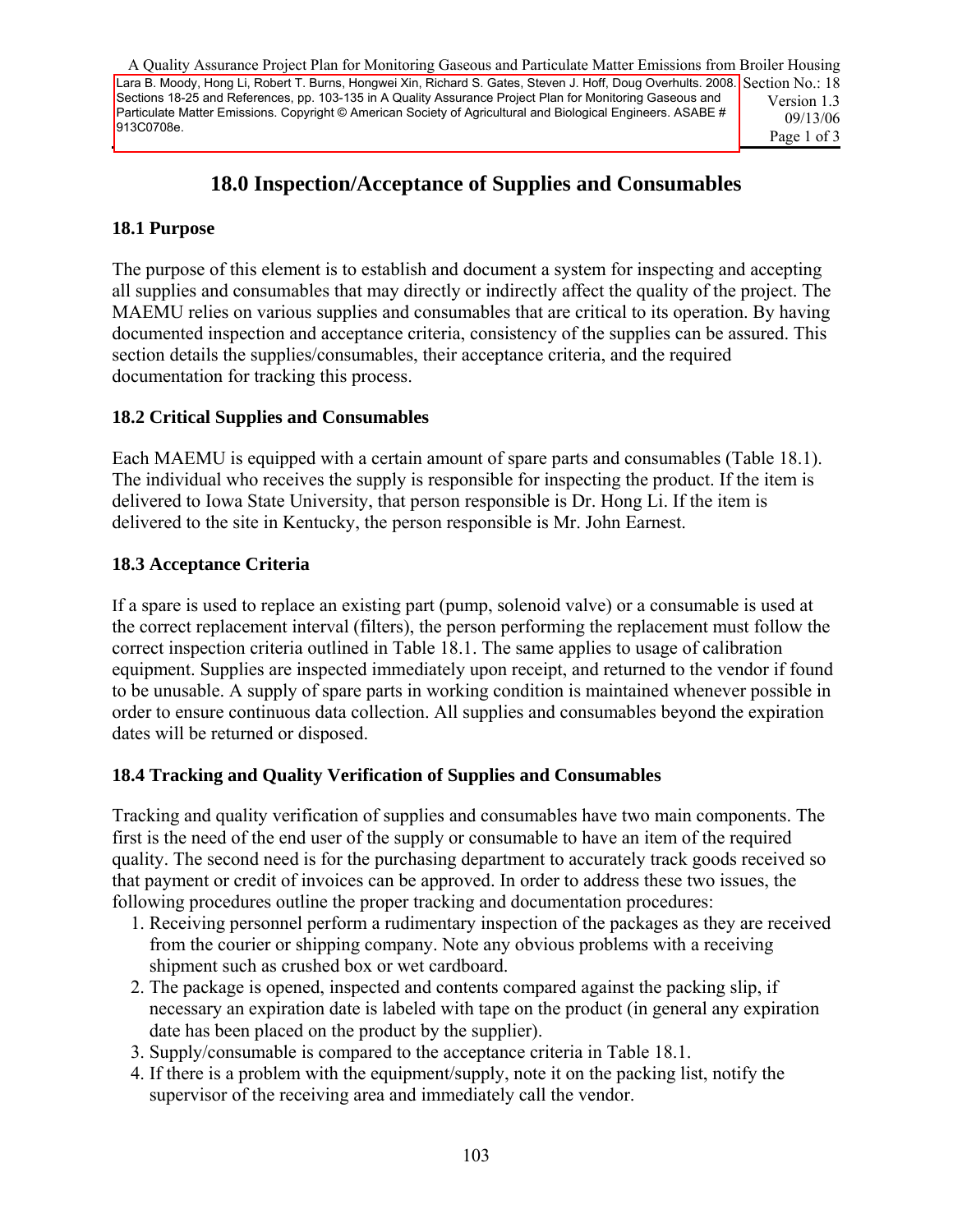Lara B. Moody, Hong Li, Robert T. Burns, Hongwei Xin, Richard S. Gates, Steven J. Hoff, Doug Overhults. 2008. Sections 18-25 and References, pp. 103-135 in A Quality Assurance Project Plan for Monitoring Gaseous and Particulate Matter Emissions. Copyright © American Society of Agricultural and Biological Engineers. ASABE # 913C0708e.

# 18.0 Inspection/Acceptance of Supplies and Consumables

## 18.1 Purpose

The purpose of this element is to establish and document a system for inspecting and accepting all supplies and consumables that may directly or indirectly affect the quality of the project. The MAEMU relies on various supplies and consumables that are critical to its operation. By having documented inspection and acceptance criteria, consistency of the supplies can be assured. This section details the supplies/consumables, their acceptance criteria, and the required documentation for tracking this process.

## 18.2 Critical Supplies and Consumables

Each MAEMU is equipped with a certain amount of spare parts and consumables (Table 18.1). The individual who receives the supply is responsible for inspecting the product. If the item is delivered to Iowa State University, that person responsible is Dr. Hong Li. If the item is delivered to the site in Kentucky, the person responsible is Mr. John Earnest.

## 18.3 Acceptance Criteria

If a spare is used to replace an existing part (pump, solenoid valve) or a consumable is used at the correct replacement interval (filters), the person performing the replacement must follow the correct inspection criteria outlined in Table 18.1. The same applies to usage of calibration equipment. Supplies are inspected immediately upon receipt, and returned to the vendor if found to be unusable. A supply of spare parts in working condition is maintained whenever possible in order to ensure continuous data collection. All supplies and consumables beyond the expiration dates will be returned or disposed.

## 18.4 Tracking and Quality Verification of Supplies and Consumables

Tracking and quality verification of supplies and consumables have two main components. The first is the need of the end user of the supply or consumable to have an item of the required quality. The second need is for the purchasing department to accurately track goods received so that payment or credit of invoices can be approved. In order to address these two issues, the following procedures outline the proper tracking and documentation procedures:

1. Receiving personnel perform a rudimentary inspection of the packages as they are received from the courier or shipping company. Note any obvious problems with a receiving shipment such as crushed box or wet cardboard.
2. The package is opened, inspected and contents compared against the packing slip, if necessary an expiration date is labeled with tape on the product (in general any expiration date has been placed on the product by the supplier).
3. Supply/consumable is compared to the acceptance criteria in Table 18.1.
4. If there is a problem with the equipment/supply, note it on the packing list, notify the supervisor of the receiving area and immediately call the vendor.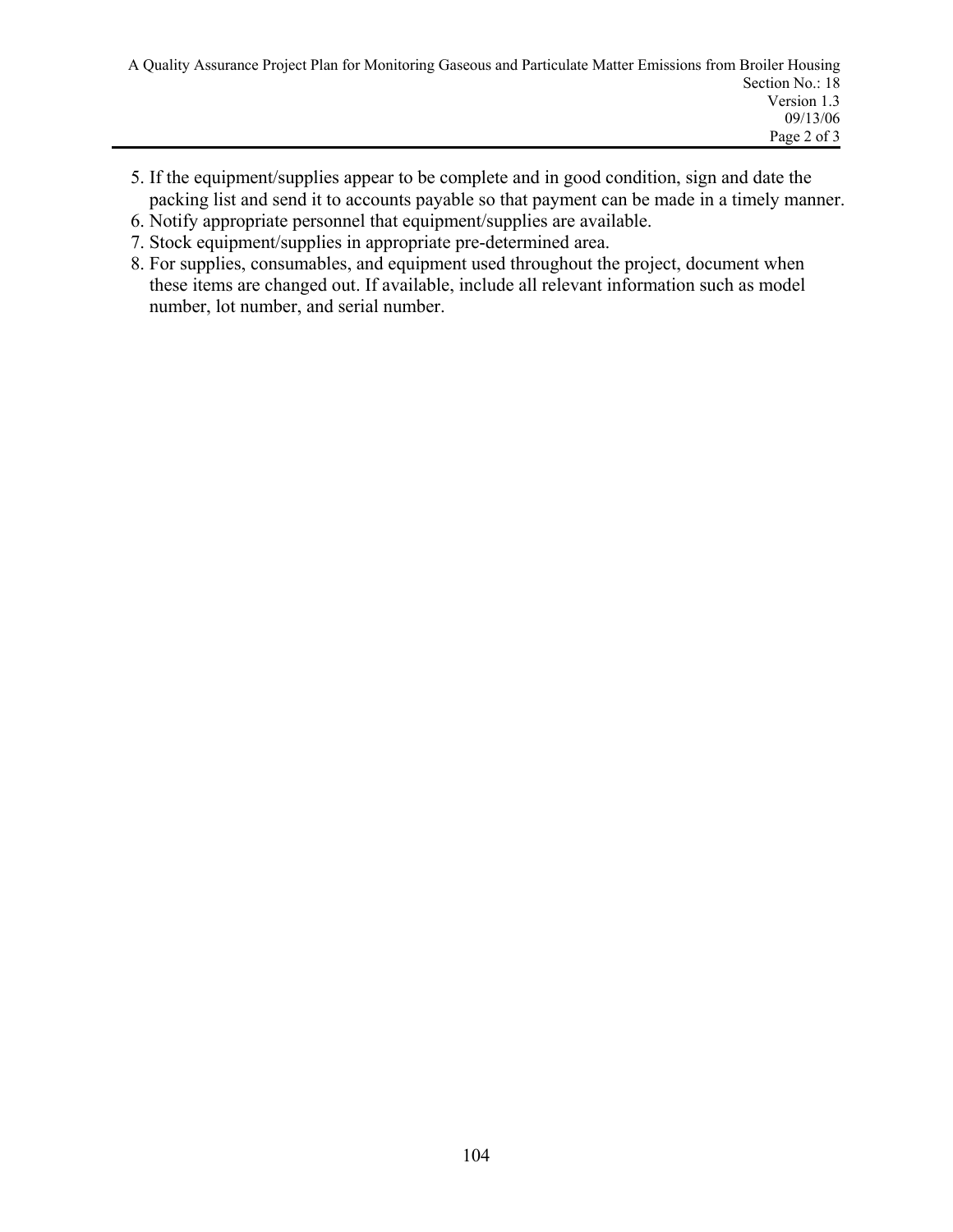5. If the equipment/supplies appear to be complete and in good condition, sign and date the packing list and send it to accounts payable so that payment can be made in a timely manner.
6. Notify appropriate personnel that equipment/supplies are available.
7. Stock equipment/supplies in appropriate pre-determined area.
8. For supplies, consumables, and equipment used throughout the project, document when these items are changed out. If available, include all relevant information such as model number, lot number, and serial number.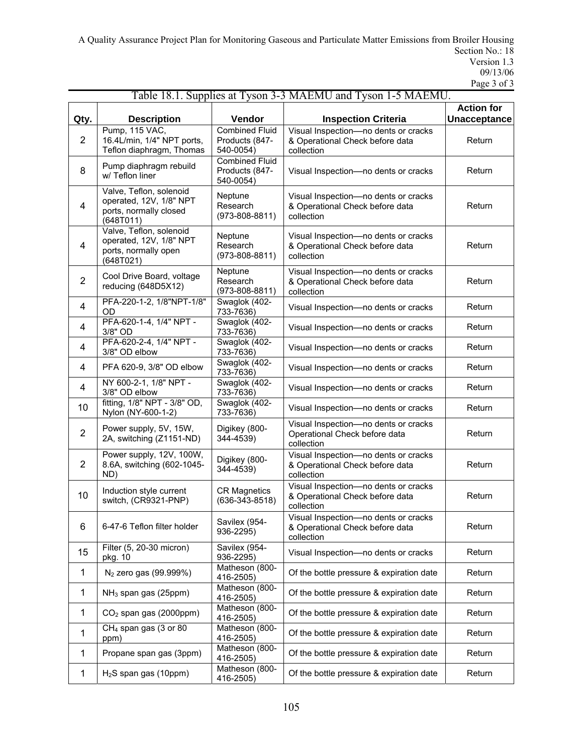Table 18.1. Supplies at Tyson 3-3 MAEMU and Tyson 1-5 MAEMU.

| Qty. | Description | Vendor | Inspection Criteria | Action for Unacceptance |
|---|---|---|---|---|
| 2 | Pump, 115 VAC, 16.4L/min, 1/4" NPT ports, Teflon diaphragm, Thomas | Combined Fluid Products (847-540-0054) | Visual Inspection—no dents or cracks & Operational Check before data collection | Return |
| 8 | Pump diaphragm rebuild w/ Teflon liner | Combined Fluid Products (847-540-0054) | Visual Inspection—no dents or cracks | Return |
| 4 | Valve, Teflon, solenoid operated, 12V, 1/8" NPT ports, normally closed (648T011) | Neptune Research (973-808-8811) | Visual Inspection—no dents or cracks & Operational Check before data collection | Return |
| 4 | Valve, Teflon, solenoid operated, 12V, 1/8" NPT ports, normally open (648T021) | Neptune Research (973-808-8811) | Visual Inspection—no dents or cracks & Operational Check before data collection | Return |
| 2 | Cool Drive Board, voltage reducing (648D5X12) | Neptune Research (973-808-8811) | Visual Inspection—no dents or cracks & Operational Check before data collection | Return |
| 4 | PFA-220-1-2, 1/8"NPT-1/8" OD | Swaglok (402-733-7636) | Visual Inspection—no dents or cracks | Return |
| 4 | PFA-620-1-4, 1/4" NPT - 3/8" OD | Swaglok (402-733-7636) | Visual Inspection—no dents or cracks | Return |
| 4 | PFA-620-2-4, 1/4" NPT - 3/8" OD elbow | Swaglok (402-733-7636) | Visual Inspection—no dents or cracks | Return |
| 4 | PFA 620-9, 3/8" OD elbow | Swaglok (402-733-7636) | Visual Inspection—no dents or cracks | Return |
| 4 | NY 600-2-1, 1/8" NPT - 3/8" OD elbow | Swaglok (402-733-7636) | Visual Inspection—no dents or cracks | Return |
| 10 | fitting, 1/8" NPT - 3/8" OD, Nylon (NY-600-1-2) | Swaglok (402-733-7636) | Visual Inspection—no dents or cracks | Return |
| 2 | Power supply, 5V, 15W, 2A, switching (Z1151-ND) | Digikey (800-344-4539) | Visual Inspection—no dents or cracks Operational Check before data collection | Return |
| 2 | Power supply, 12V, 100W, 8.6A, switching (602-1045-ND) | Digikey (800-344-4539) | Visual Inspection—no dents or cracks & Operational Check before data collection | Return |
| 10 | Induction style current switch, (CR9321-PNP) | CR Magnetics (636-343-8518) | Visual Inspection—no dents or cracks & Operational Check before data collection | Return |
| 6 | 6-47-6 Teflon filter holder | Savilex (954-936-2295) | Visual Inspection—no dents or cracks & Operational Check before data collection | Return |
| 15 | Filter (5, 20-30 micron) pkg. 10 | Savilex (954-936-2295) | Visual Inspection—no dents or cracks | Return |
| 1 | $N_2$ zero gas (99.999%) | Matheson (800-416-2505) | Of the bottle pressure & expiration date | Return |
| 1 | $NH_3$ span gas (25ppm) | Matheson (800-416-2505) | Of the bottle pressure & expiration date | Return |
| 1 | $CO_2$ span gas (2000ppm) | Matheson (800-416-2505) | Of the bottle pressure & expiration date | Return |
| 1 | $CH_4$ span gas (3 or 80 ppm) | Matheson (800-416-2505) | Of the bottle pressure & expiration date | Return |
| 1 | Propane span gas (3ppm) | Matheson (800-416-2505) | Of the bottle pressure & expiration date | Return |
| 1 | $H_2S$ span gas (10ppm) | Matheson (800-416-2505) | Of the bottle pressure & expiration date | Return |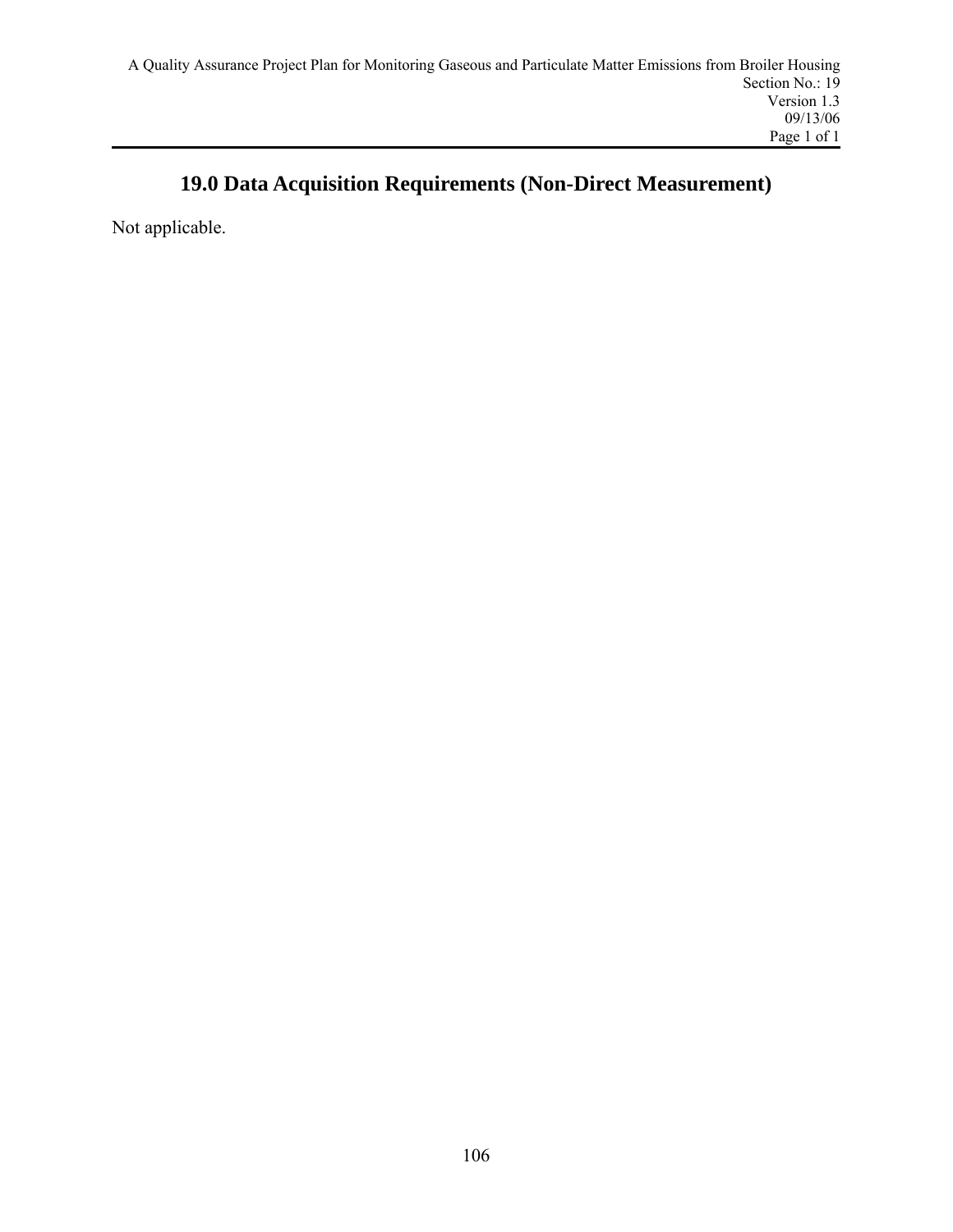# 19.0 Data Acquisition Requirements (Non-Direct Measurement)

Not applicable.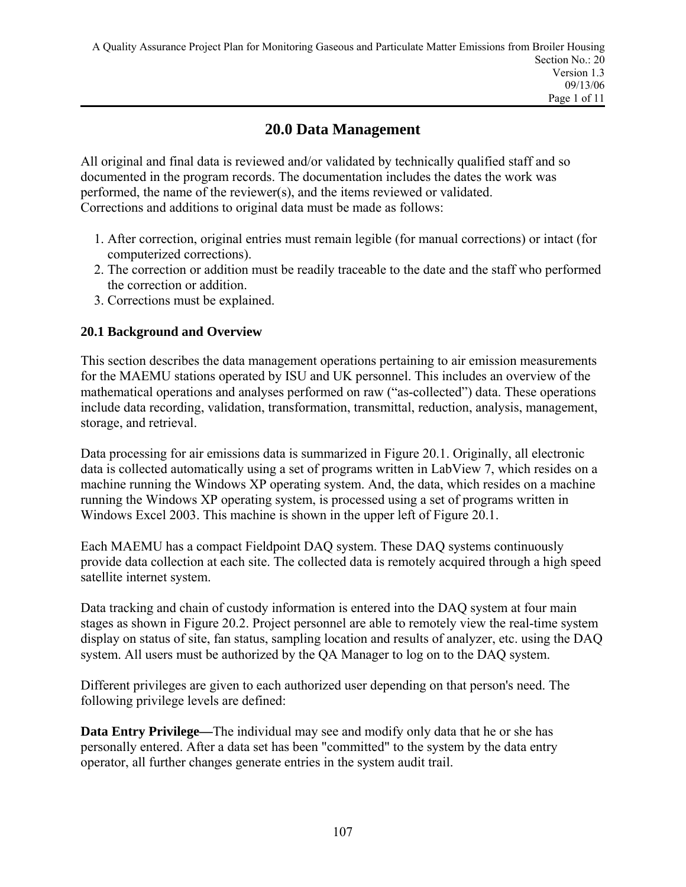# 20.0 Data Management

All original and final data is reviewed and/or validated by technically qualified staff and so documented in the program records. The documentation includes the dates the work was performed, the name of the reviewer(s), and the items reviewed or validated. Corrections and additions to original data must be made as follows:

1. After correction, original entries must remain legible (for manual corrections) or intact (for computerized corrections).
2. The correction or addition must be readily traceable to the date and the staff who performed the correction or addition.
3. Corrections must be explained.

## 20.1 Background and Overview

This section describes the data management operations pertaining to air emission measurements for the MAEMU stations operated by ISU and UK personnel. This includes an overview of the mathematical operations and analyses performed on raw ("as-collected") data. These operations include data recording, validation, transformation, transmittal, reduction, analysis, management, storage, and retrieval.

Data processing for air emissions data is summarized in Figure 20.1. Originally, all electronic data is collected automatically using a set of programs written in LabView 7, which resides on a machine running the Windows XP operating system. And, the data, which resides on a machine running the Windows XP operating system, is processed using a set of programs written in Windows Excel 2003. This machine is shown in the upper left of Figure 20.1.

Each MAEMU has a compact Fieldpoint DAQ system. These DAQ systems continuously provide data collection at each site. The collected data is remotely acquired through a high speed satellite internet system.

Data tracking and chain of custody information is entered into the DAQ system at four main stages as shown in Figure 20.2. Project personnel are able to remotely view the real-time system display on status of site, fan status, sampling location and results of analyzer, etc. using the DAQ system. All users must be authorized by the QA Manager to log on to the DAQ system.

Different privileges are given to each authorized user depending on that person's need. The following privilege levels are defined:

**Data Entry Privilege—**The individual may see and modify only data that he or she has personally entered. After a data set has been "committed" to the system by the data entry operator, all further changes generate entries in the system audit trail.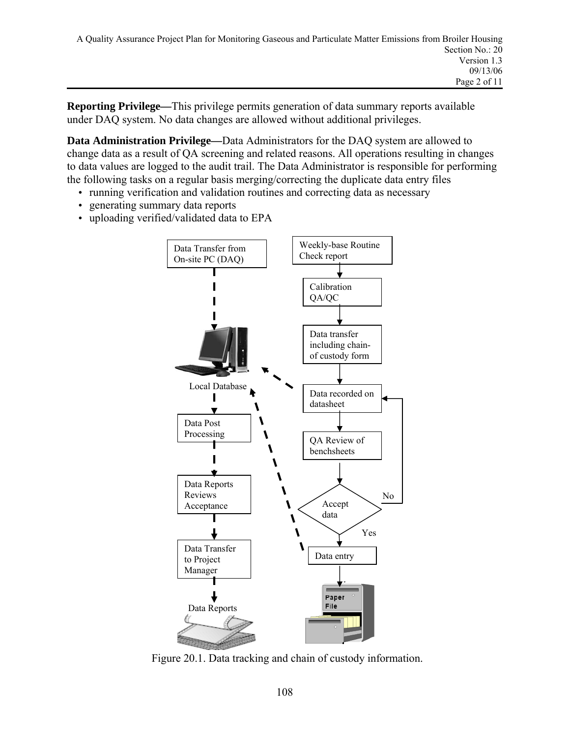**Reporting Privilege—**This privilege permits generation of data summary reports available under DAQ system. No data changes are allowed without additional privileges.

**Data Administration Privilege—**Data Administrators for the DAQ system are allowed to change data as a result of QA screening and related reasons. All operations resulting in changes to data values are logged to the audit trail. The Data Administrator is responsible for performing the following tasks on a regular basis merging/correcting the duplicate data entry files

- running verification and validation routines and correcting data as necessary
- generating summary data reports
- uploading verified/validated data to EPA

Data Transfer from On-site PC (DAQ)

Weekly-base Routine Check report

Calibration QA/QC

Data transfer including chain-of custody form

Local Database

Data recorded on datasheet

Data Post Processing

QA Review of benchsheets

Data Reports Reviews Acceptance

Accept data

No

Yes

Data Transfer to Project Manager

Data entry

Data Reports

Paper File

Figure 20.1. Data tracking and chain of custody information.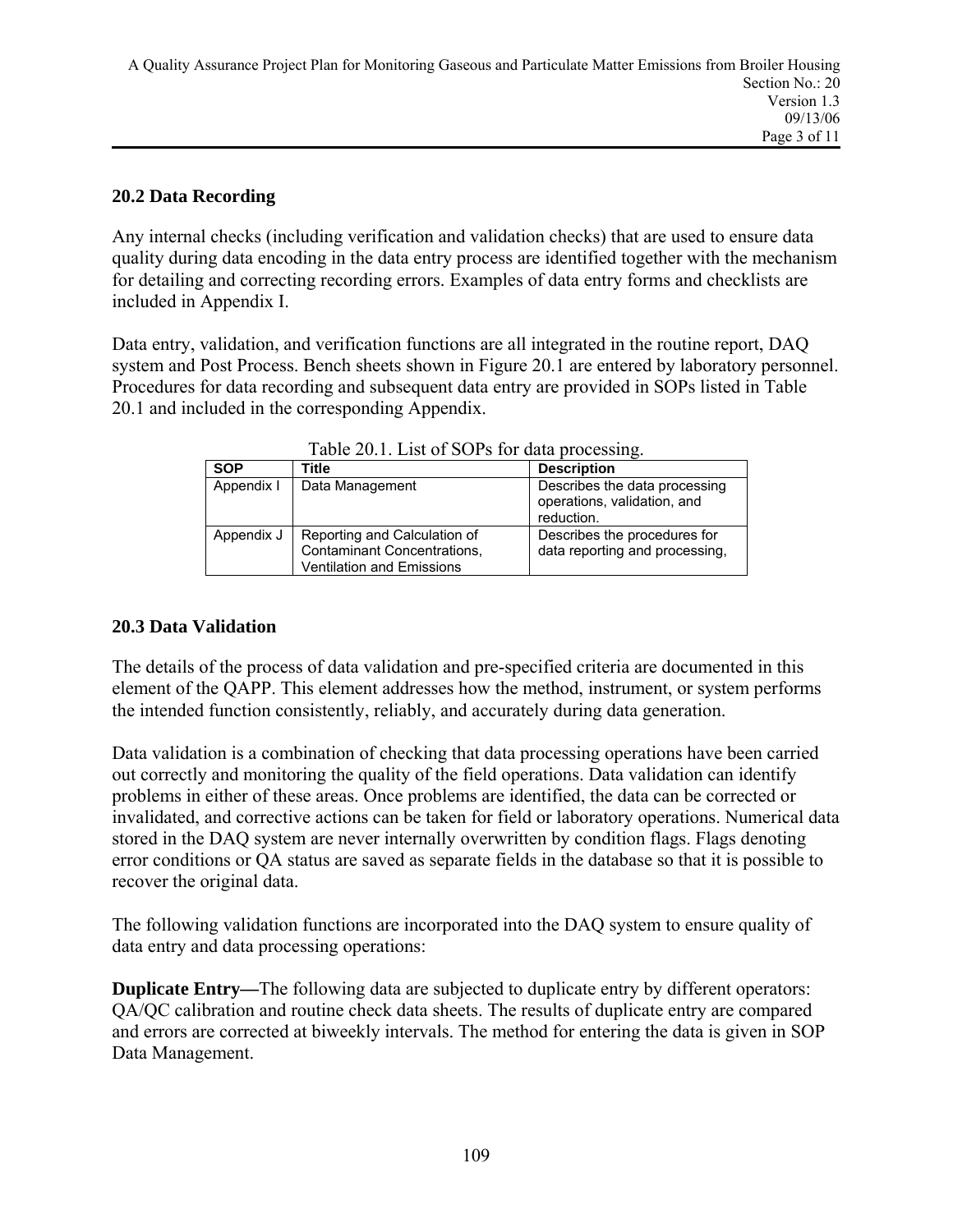## 20.2 Data Recording

Any internal checks (including verification and validation checks) that are used to ensure data quality during data encoding in the data entry process are identified together with the mechanism for detailing and correcting recording errors. Examples of data entry forms and checklists are included in Appendix I.

Data entry, validation, and verification functions are all integrated in the routine report, DAQ system and Post Process. Bench sheets shown in Figure 20.1 are entered by laboratory personnel. Procedures for data recording and subsequent data entry are provided in SOPs listed in Table 20.1 and included in the corresponding Appendix.

Table 20.1. List of SOPs for data processing.

| SOP | Title | Description |
|---|---|---|
| Appendix I | Data Management | Describes the data processing operations, validation, and reduction. |
| Appendix J | Reporting and Calculation of Contaminant Concentrations, Ventilation and Emissions | Describes the procedures for data reporting and processing, |

## 20.3 Data Validation

The details of the process of data validation and pre-specified criteria are documented in this element of the QAPP. This element addresses how the method, instrument, or system performs the intended function consistently, reliably, and accurately during data generation.

Data validation is a combination of checking that data processing operations have been carried out correctly and monitoring the quality of the field operations. Data validation can identify problems in either of these areas. Once problems are identified, the data can be corrected or invalidated, and corrective actions can be taken for field or laboratory operations. Numerical data stored in the DAQ system are never internally overwritten by condition flags. Flags denoting error conditions or QA status are saved as separate fields in the database so that it is possible to recover the original data.

The following validation functions are incorporated into the DAQ system to ensure quality of data entry and data processing operations:

**Duplicate Entry—**The following data are subjected to duplicate entry by different operators: QA/QC calibration and routine check data sheets. The results of duplicate entry are compared and errors are corrected at biweekly intervals. The method for entering the data is given in SOP Data Management.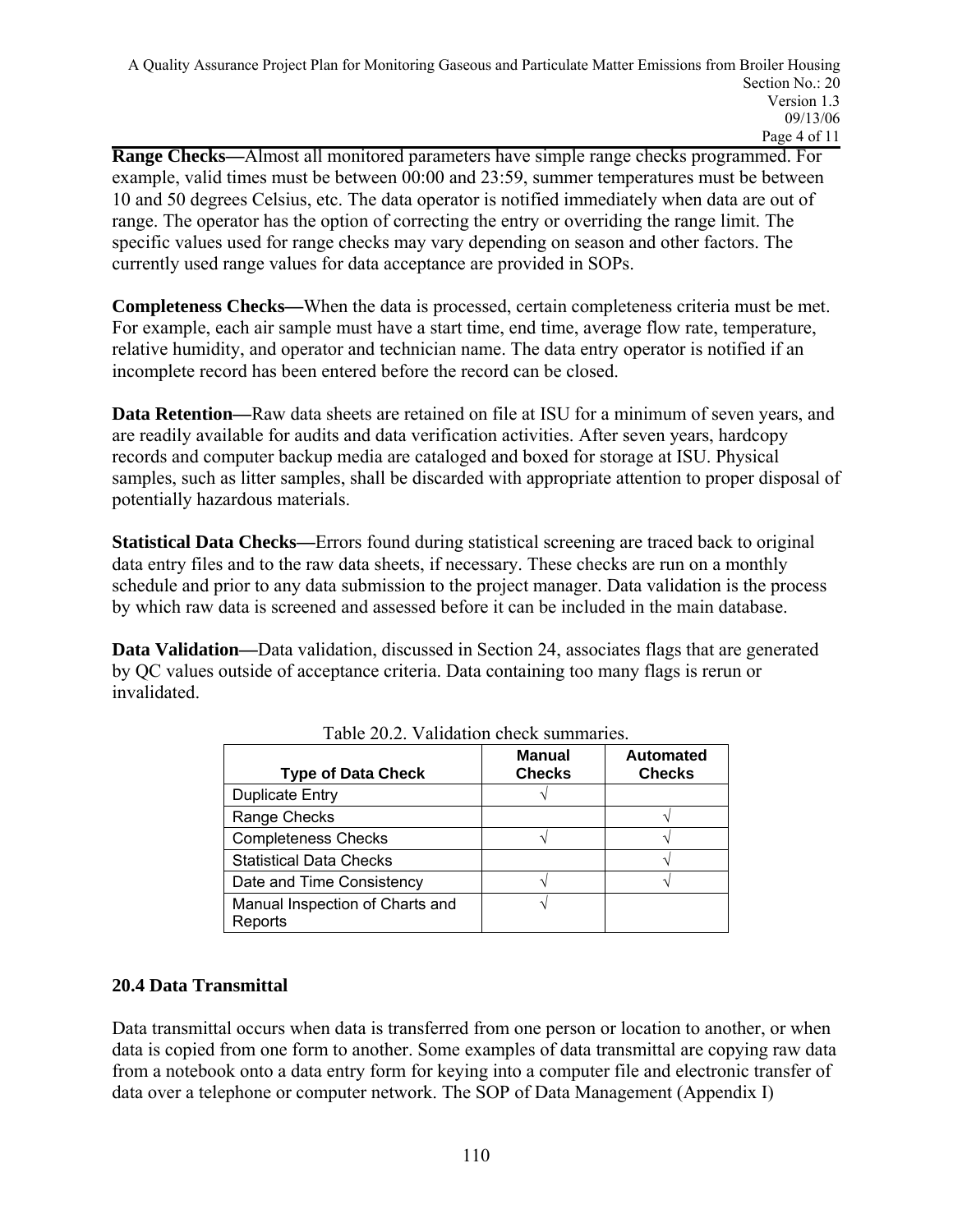**Range Checks—**Almost all monitored parameters have simple range checks programmed. For example, valid times must be between 00:00 and 23:59, summer temperatures must be between 10 and 50 degrees Celsius, etc. The data operator is notified immediately when data are out of range. The operator has the option of correcting the entry or overriding the range limit. The specific values used for range checks may vary depending on season and other factors. The currently used range values for data acceptance are provided in SOPs.

**Completeness Checks—**When the data is processed, certain completeness criteria must be met. For example, each air sample must have a start time, end time, average flow rate, temperature, relative humidity, and operator and technician name. The data entry operator is notified if an incomplete record has been entered before the record can be closed.

**Data Retention—**Raw data sheets are retained on file at ISU for a minimum of seven years, and are readily available for audits and data verification activities. After seven years, hardcopy records and computer backup media are cataloged and boxed for storage at ISU. Physical samples, such as litter samples, shall be discarded with appropriate attention to proper disposal of potentially hazardous materials.

**Statistical Data Checks—**Errors found during statistical screening are traced back to original data entry files and to the raw data sheets, if necessary. These checks are run on a monthly schedule and prior to any data submission to the project manager. Data validation is the process by which raw data is screened and assessed before it can be included in the main database.

**Data Validation—**Data validation, discussed in Section 24, associates flags that are generated by QC values outside of acceptance criteria. Data containing too many flags is rerun or invalidated.

Table 20.2. Validation check summaries.

| Type of Data Check | Manual Checks | Automated Checks |
|---|---|---|
| Duplicate Entry | √ | |
| Range Checks | | √ |
| Completeness Checks | √ | √ |
| Statistical Data Checks | | √ |
| Date and Time Consistency | √ | √ |
| Manual Inspection of Charts and Reports | √ | |

## 20.4 Data Transmittal

Data transmittal occurs when data is transferred from one person or location to another, or when data is copied from one form to another. Some examples of data transmittal are copying raw data from a notebook onto a data entry form for keying into a computer file and electronic transfer of data over a telephone or computer network. The SOP of Data Management (Appendix I)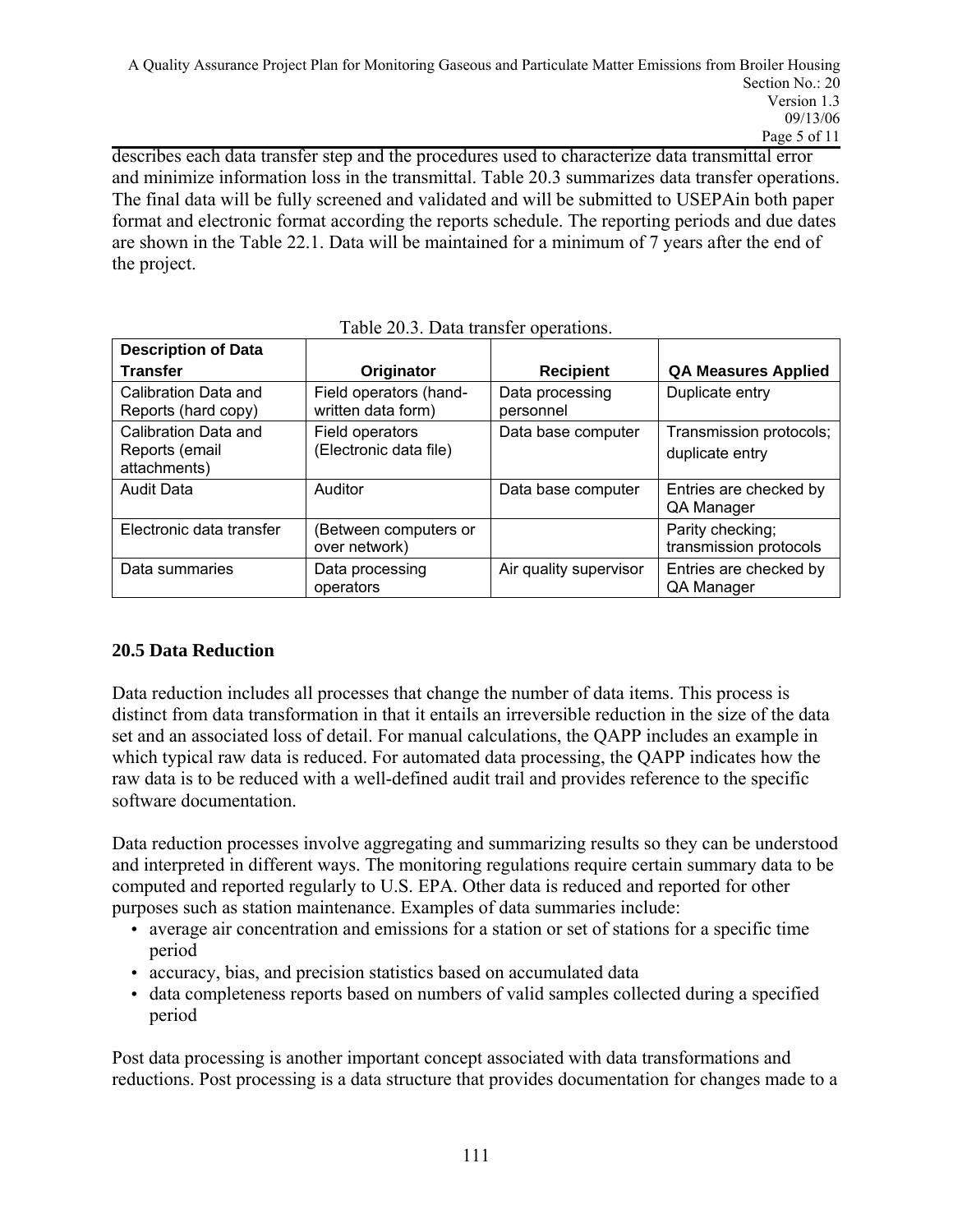describes each data transfer step and the procedures used to characterize data transmittal error and minimize information loss in the transmittal. Table 20.3 summarizes data transfer operations. The final data will be fully screened and validated and will be submitted to USEPAin both paper format and electronic format according the reports schedule. The reporting periods and due dates are shown in the Table 22.1. Data will be maintained for a minimum of 7 years after the end of the project.

Table 20.3. Data transfer operations.

| Description of Data Transfer | Originator | Recipient | QA Measures Applied |
|---|---|---|---|
| Calibration Data and Reports (hard copy) | Field operators (hand-written data form) | Data processing personnel | Duplicate entry |
| Calibration Data and Reports (email attachments) | Field operators (Electronic data file) | Data base computer | Transmission protocols; duplicate entry |
| Audit Data | Auditor | Data base computer | Entries are checked by QA Manager |
| Electronic data transfer | (Between computers or over network) | | Parity checking; transmission protocols |
| Data summaries | Data processing operators | Air quality supervisor | Entries are checked by QA Manager |

## 20.5 Data Reduction

Data reduction includes all processes that change the number of data items. This process is distinct from data transformation in that it entails an irreversible reduction in the size of the data set and an associated loss of detail. For manual calculations, the QAPP includes an example in which typical raw data is reduced. For automated data processing, the QAPP indicates how the raw data is to be reduced with a well-defined audit trail and provides reference to the specific software documentation.

Data reduction processes involve aggregating and summarizing results so they can be understood and interpreted in different ways. The monitoring regulations require certain summary data to be computed and reported regularly to U.S. EPA. Other data is reduced and reported for other purposes such as station maintenance. Examples of data summaries include:

- average air concentration and emissions for a station or set of stations for a specific time period
- accuracy, bias, and precision statistics based on accumulated data
- data completeness reports based on numbers of valid samples collected during a specified period

Post data processing is another important concept associated with data transformations and reductions. Post processing is a data structure that provides documentation for changes made to a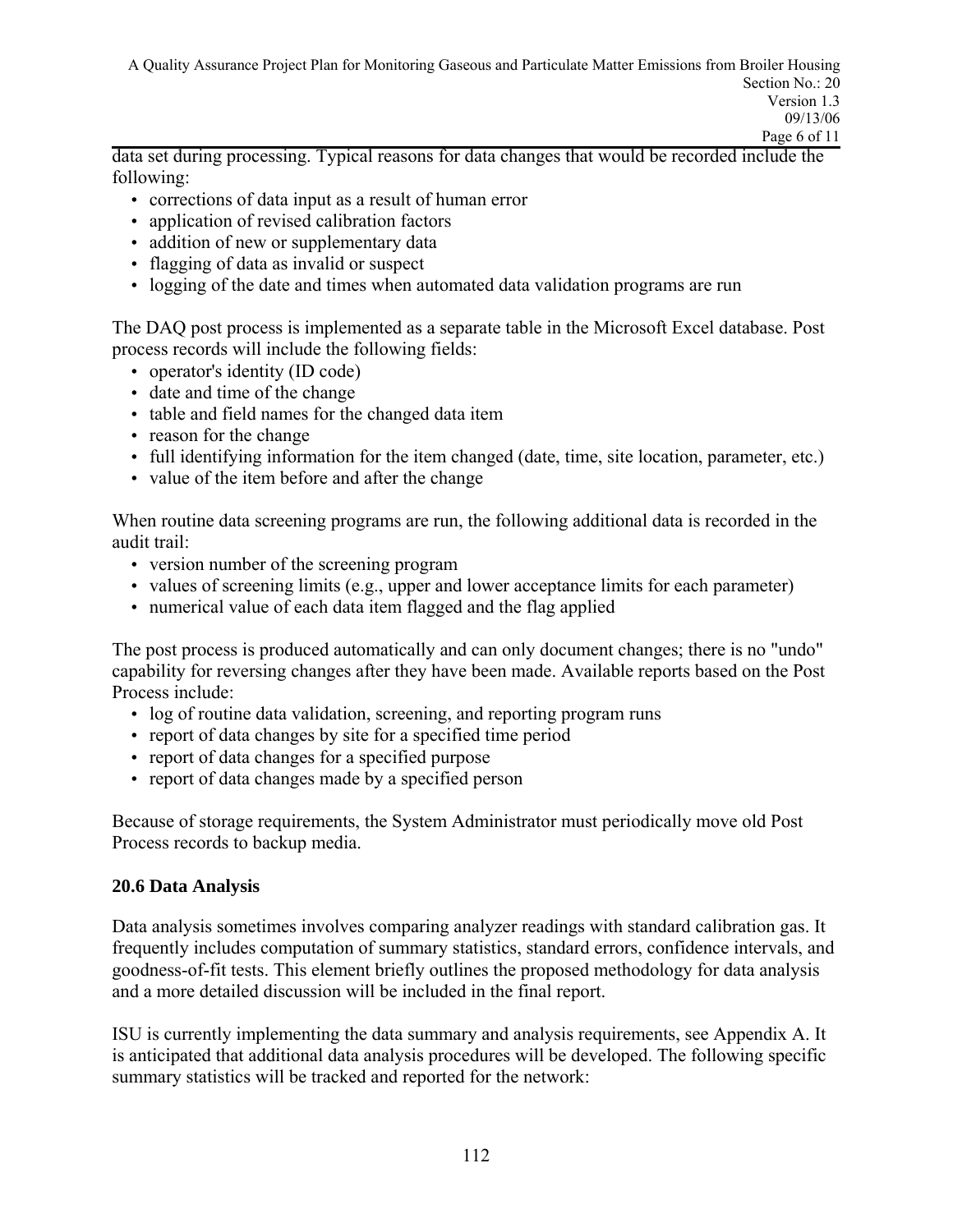data set during processing. Typical reasons for data changes that would be recorded include the following:

- corrections of data input as a result of human error
- application of revised calibration factors
- addition of new or supplementary data
- flagging of data as invalid or suspect
- logging of the date and times when automated data validation programs are run

The DAQ post process is implemented as a separate table in the Microsoft Excel database. Post process records will include the following fields:

- operator's identity (ID code)
- date and time of the change
- table and field names for the changed data item
- reason for the change
- full identifying information for the item changed (date, time, site location, parameter, etc.)
- value of the item before and after the change

When routine data screening programs are run, the following additional data is recorded in the audit trail:

- version number of the screening program
- values of screening limits (e.g., upper and lower acceptance limits for each parameter)
- numerical value of each data item flagged and the flag applied

The post process is produced automatically and can only document changes; there is no "undo" capability for reversing changes after they have been made. Available reports based on the Post Process include:

- log of routine data validation, screening, and reporting program runs
- report of data changes by site for a specified time period
- report of data changes for a specified purpose
- report of data changes made by a specified person

Because of storage requirements, the System Administrator must periodically move old Post Process records to backup media.

## 20.6 Data Analysis

Data analysis sometimes involves comparing analyzer readings with standard calibration gas. It frequently includes computation of summary statistics, standard errors, confidence intervals, and goodness-of-fit tests. This element briefly outlines the proposed methodology for data analysis and a more detailed discussion will be included in the final report.

ISU is currently implementing the data summary and analysis requirements, see Appendix A. It is anticipated that additional data analysis procedures will be developed. The following specific summary statistics will be tracked and reported for the network: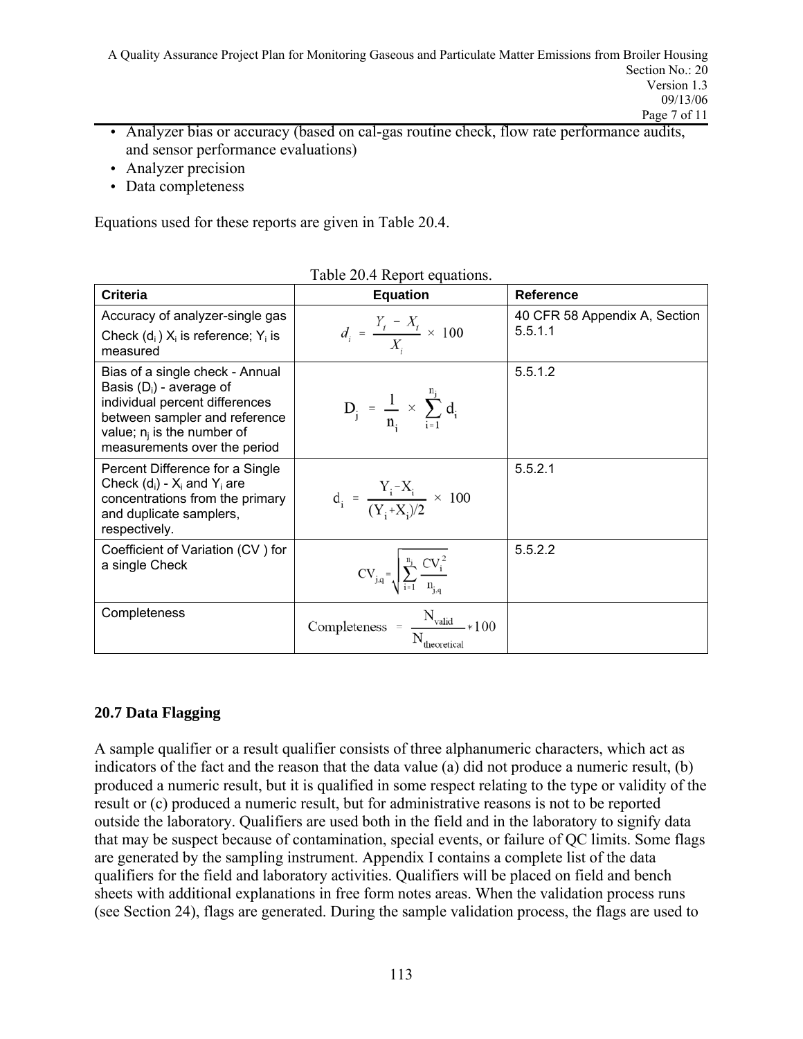- Analyzer bias or accuracy (based on cal-gas routine check, flow rate performance audits, and sensor performance evaluations)
- Analyzer precision
- Data completeness

Equations used for these reports are given in Table 20.4.

Table 20.4 Report equations.

| Criteria | Equation | Reference |
|---|---|---|
| Accuracy of analyzer-single gas Check ($d_i$) $X_i$ is reference; $Y_i$ is measured | $d_i = \frac{Y_i - X_i}{X_i} \times 100$ | 40 CFR 58 Appendix A, Section 5.5.1.1 |
| Bias of a single check - Annual Basis ($D_i$) - average of individual percent differences between sampler and reference value; $n_j$ is the number of measurements over the period | $D_j = \frac{1}{n_j} \times \sum_{i=1}^{n_j} d_i$ | 5.5.1.2 |
| Percent Difference for a Single Check ($d_i$) - $X_i$ and $Y_i$ are concentrations from the primary and duplicate samplers, respectively. | $d_i = \frac{Y_i - X_i}{(Y_i + X_i)/2} \times 100$ | 5.5.2.1 |
| Coefficient of Variation (CV ) for a single Check | $CV_{j,q} = \sqrt{\sum_{i=1}^{n_j} \frac{CV_i^2}{n_{j,q}}}$ | 5.5.2.2 |
| Completeness | $\text{Completeness} = \frac{N_{\text{valid}}}{N_{\text{theoretical}}} * 100$ | |

## 20.7 Data Flagging

A sample qualifier or a result qualifier consists of three alphanumeric characters, which act as indicators of the fact and the reason that the data value (a) did not produce a numeric result, (b) produced a numeric result, but it is qualified in some respect relating to the type or validity of the result or (c) produced a numeric result, but for administrative reasons is not to be reported outside the laboratory. Qualifiers are used both in the field and in the laboratory to signify data that may be suspect because of contamination, special events, or failure of QC limits. Some flags are generated by the sampling instrument. Appendix I contains a complete list of the data qualifiers for the field and laboratory activities. Qualifiers will be placed on field and bench sheets with additional explanations in free form notes areas. When the validation process runs (see Section 24), flags are generated. During the sample validation process, the flags are used to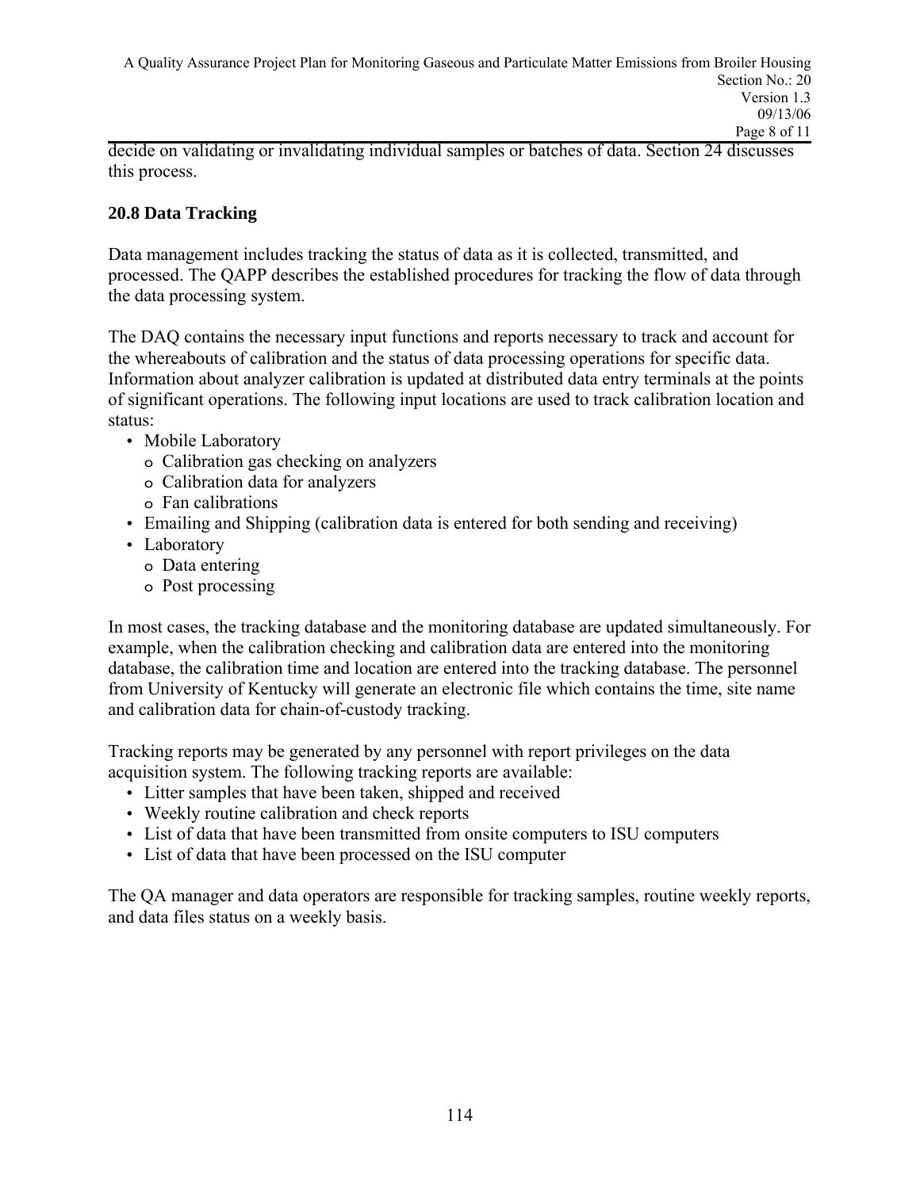decide on validating or invalidating individual samples or batches of data. Section 24 discusses this process.

### 20.8 Data Tracking

Data management includes tracking the status of data as it is collected, transmitted, and processed. The QAPP describes the established procedures for tracking the flow of data through the data processing system.

The DAQ contains the necessary input functions and reports necessary to track and account for the whereabouts of calibration and the status of data processing operations for specific data. Information about analyzer calibration is updated at distributed data entry terminals at the points of significant operations. The following input locations are used to track calibration location and status:

- Mobile Laboratory
  - Calibration gas checking on analyzers
  - Calibration data for analyzers
  - Fan calibrations
- Emailing and Shipping (calibration data is entered for both sending and receiving)
- Laboratory
  - Data entering
  - Post processing

In most cases, the tracking database and the monitoring database are updated simultaneously. For example, when the calibration checking and calibration data are entered into the monitoring database, the calibration time and location are entered into the tracking database. The personnel from University of Kentucky will generate an electronic file which contains the time, site name and calibration data for chain-of-custody tracking.

Tracking reports may be generated by any personnel with report privileges on the data acquisition system. The following tracking reports are available:

- Litter samples that have been taken, shipped and received
- Weekly routine calibration and check reports
- List of data that have been transmitted from onsite computers to ISU computers
- List of data that have been processed on the ISU computer

The QA manager and data operators are responsible for tracking samples, routine weekly reports, and data files status on a weekly basis.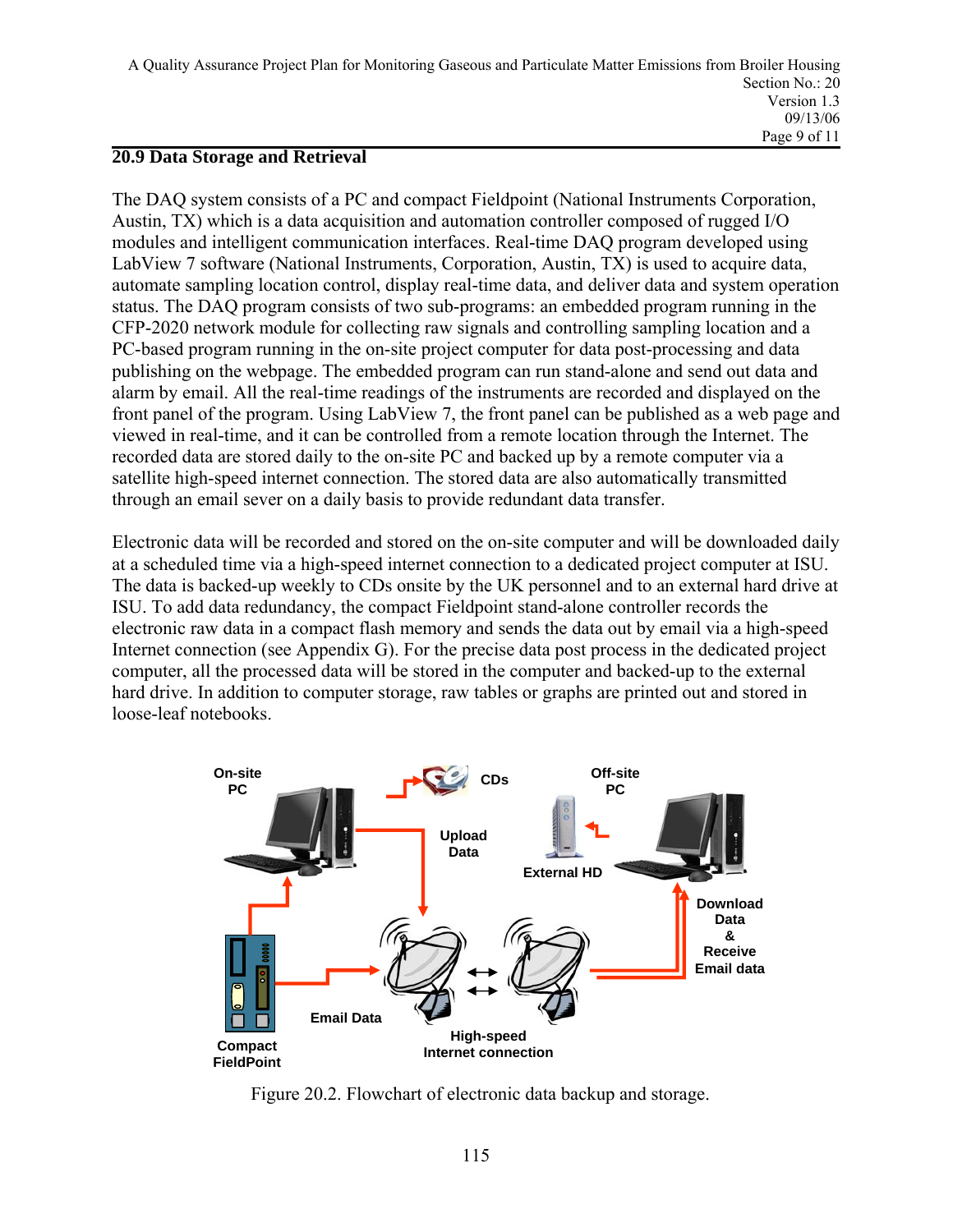## 20.9 Data Storage and Retrieval

The DAQ system consists of a PC and compact Fieldpoint (National Instruments Corporation, Austin, TX) which is a data acquisition and automation controller composed of rugged I/O modules and intelligent communication interfaces. Real-time DAQ program developed using LabView 7 software (National Instruments, Corporation, Austin, TX) is used to acquire data, automate sampling location control, display real-time data, and deliver data and system operation status. The DAQ program consists of two sub-programs: an embedded program running in the CFP-2020 network module for collecting raw signals and controlling sampling location and a PC-based program running in the on-site project computer for data post-processing and data publishing on the webpage. The embedded program can run stand-alone and send out data and alarm by email. All the real-time readings of the instruments are recorded and displayed on the front panel of the program. Using LabView 7, the front panel can be published as a web page and viewed in real-time, and it can be controlled from a remote location through the Internet. The recorded data are stored daily to the on-site PC and backed up by a remote computer via a satellite high-speed internet connection. The stored data are also automatically transmitted through an email sever on a daily basis to provide redundant data transfer.

Electronic data will be recorded and stored on the on-site computer and will be downloaded daily at a scheduled time via a high-speed internet connection to a dedicated project computer at ISU. The data is backed-up weekly to CDs onsite by the UK personnel and to an external hard drive at ISU. To add data redundancy, the compact Fieldpoint stand-alone controller records the electronic raw data in a compact flash memory and sends the data out by email via a high-speed Internet connection (see Appendix G). For the precise data post process in the dedicated project computer, all the processed data will be stored in the computer and backed-up to the external hard drive. In addition to computer storage, raw tables or graphs are printed out and stored in loose-leaf notebooks.

Figure 20.2. Flowchart of electronic data backup and storage.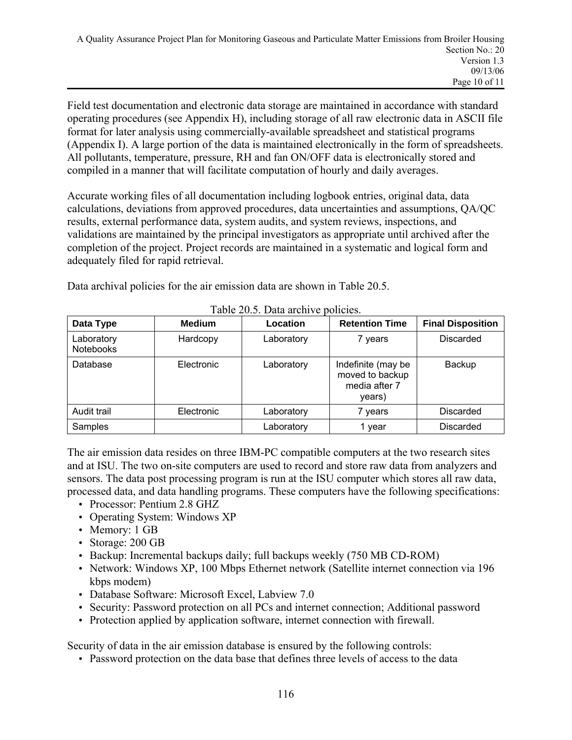Field test documentation and electronic data storage are maintained in accordance with standard operating procedures (see Appendix H), including storage of all raw electronic data in ASCII file format for later analysis using commercially-available spreadsheet and statistical programs (Appendix I). A large portion of the data is maintained electronically in the form of spreadsheets. All pollutants, temperature, pressure, RH and fan ON/OFF data is electronically stored and compiled in a manner that will facilitate computation of hourly and daily averages.

Accurate working files of all documentation including logbook entries, original data, data calculations, deviations from approved procedures, data uncertainties and assumptions, QA/QC results, external performance data, system audits, and system reviews, inspections, and validations are maintained by the principal investigators as appropriate until archived after the completion of the project. Project records are maintained in a systematic and logical form and adequately filed for rapid retrieval.

Data archival policies for the air emission data are shown in Table 20.5.

Table 20.5. Data archive policies.

| Data Type | Medium | Location | Retention Time | Final Disposition |
|---|---|---|---|---|
| Laboratory Notebooks | Hardcopy | Laboratory | 7 years | Discarded |
| Database | Electronic | Laboratory | Indefinite (may be moved to backup media after 7 years) | Backup |
| Audit trail | Electronic | Laboratory | 7 years | Discarded |
| Samples | | Laboratory | 1 year | Discarded |

The air emission data resides on three IBM-PC compatible computers at the two research sites and at ISU. The two on-site computers are used to record and store raw data from analyzers and sensors. The data post processing program is run at the ISU computer which stores all raw data, processed data, and data handling programs. These computers have the following specifications:

- Processor: Pentium 2.8 GHZ
- Operating System: Windows XP
- Memory: 1 GB
- Storage: 200 GB
- Backup: Incremental backups daily; full backups weekly (750 MB CD-ROM)
- Network: Windows XP, 100 Mbps Ethernet network (Satellite internet connection via 196 kbps modem)
- Database Software: Microsoft Excel, Labview 7.0
- Security: Password protection on all PCs and internet connection; Additional password
- Protection applied by application software, internet connection with firewall.

Security of data in the air emission database is ensured by the following controls:

- Password protection on the data base that defines three levels of access to the data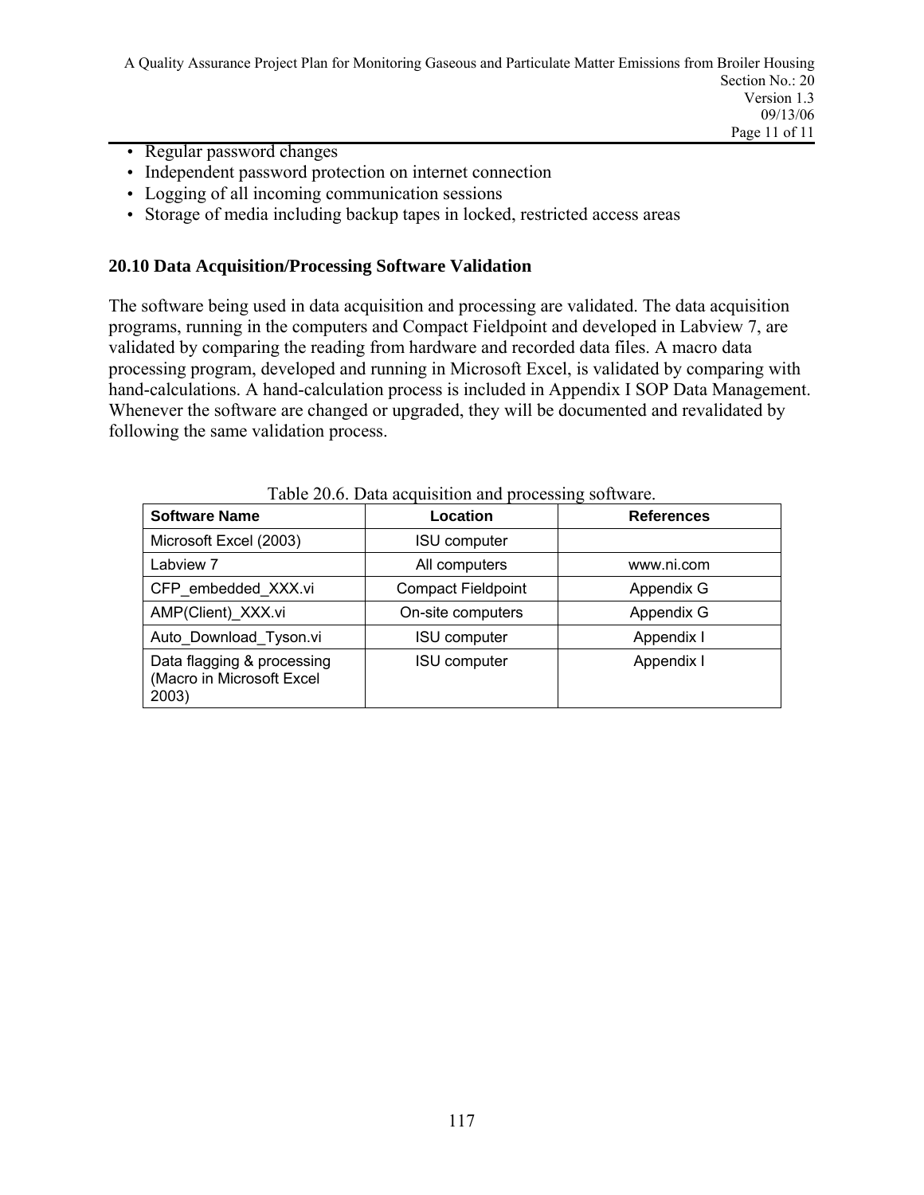- Regular password changes
- Independent password protection on internet connection
- Logging of all incoming communication sessions
- Storage of media including backup tapes in locked, restricted access areas

### 20.10 Data Acquisition/Processing Software Validation

The software being used in data acquisition and processing are validated. The data acquisition programs, running in the computers and Compact Fieldpoint and developed in Labview 7, are validated by comparing the reading from hardware and recorded data files. A macro data processing program, developed and running in Microsoft Excel, is validated by comparing with hand-calculations. A hand-calculation process is included in Appendix I SOP Data Management. Whenever the software are changed or upgraded, they will be documented and revalidated by following the same validation process.

Table 20.6. Data acquisition and processing software.

| Software Name | Location | References |
|---|---|---|
| Microsoft Excel (2003) | ISU computer | |
| Labview 7 | All computers | www.ni.com |
| CFP_embedded_XXX.vi | Compact Fieldpoint | Appendix G |
| AMP(Client)_XXX.vi | On-site computers | Appendix G |
| Auto_Download_Tyson.vi | ISU computer | Appendix I |
| Data flagging & processing (Macro in Microsoft Excel 2003) | ISU computer | Appendix I |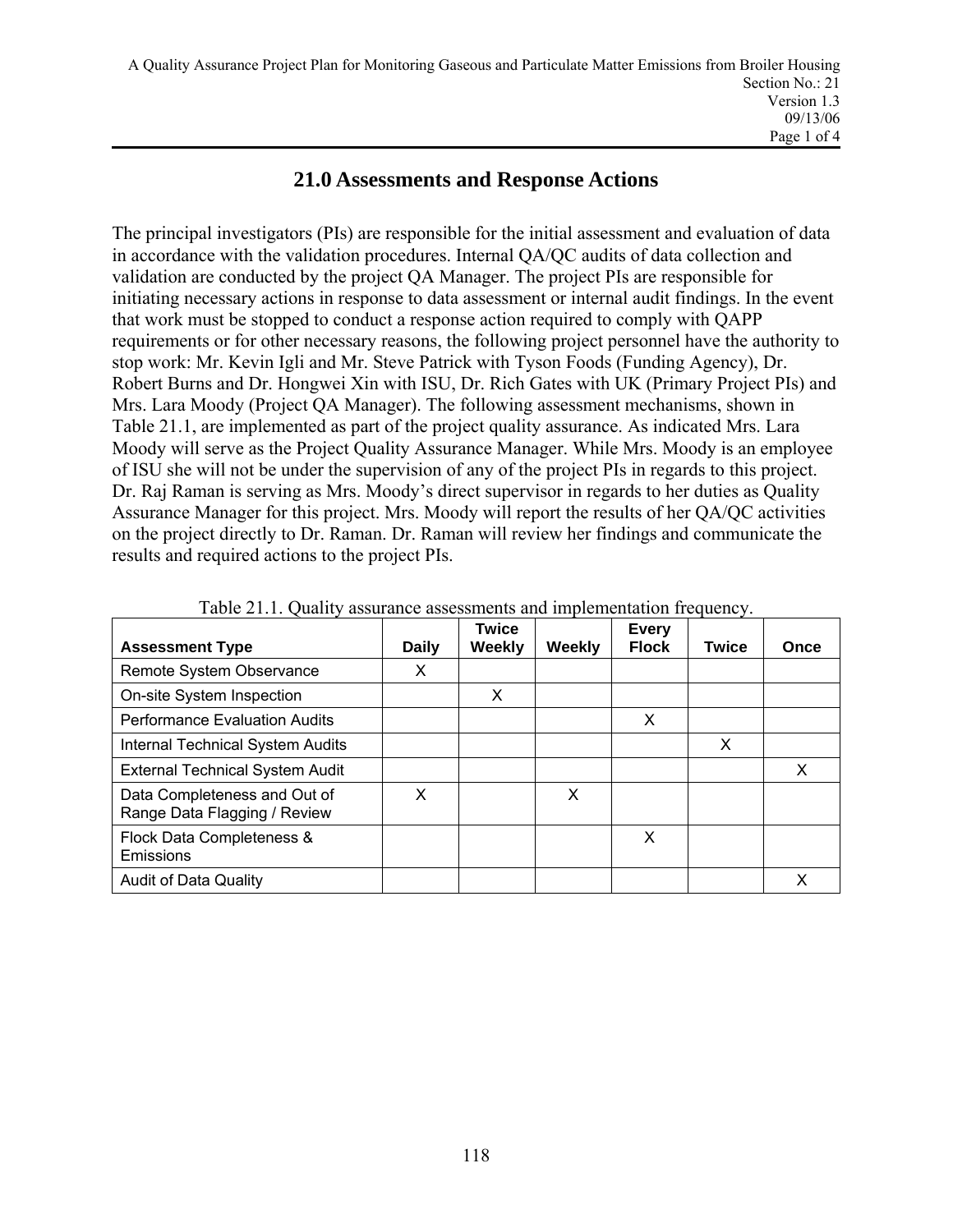# 21.0 Assessments and Response Actions

The principal investigators (PIs) are responsible for the initial assessment and evaluation of data in accordance with the validation procedures. Internal QA/QC audits of data collection and validation are conducted by the project QA Manager. The project PIs are responsible for initiating necessary actions in response to data assessment or internal audit findings. In the event that work must be stopped to conduct a response action required to comply with QAPP requirements or for other necessary reasons, the following project personnel have the authority to stop work: Mr. Kevin Igli and Mr. Steve Patrick with Tyson Foods (Funding Agency), Dr. Robert Burns and Dr. Hongwei Xin with ISU, Dr. Rich Gates with UK (Primary Project PIs) and Mrs. Lara Moody (Project QA Manager). The following assessment mechanisms, shown in Table 21.1, are implemented as part of the project quality assurance. As indicated Mrs. Lara Moody will serve as the Project Quality Assurance Manager. While Mrs. Moody is an employee of ISU she will not be under the supervision of any of the project PIs in regards to this project. Dr. Raj Raman is serving as Mrs. Moody's direct supervisor in regards to her duties as Quality Assurance Manager for this project. Mrs. Moody will report the results of her QA/QC activities on the project directly to Dr. Raman. Dr. Raman will review her findings and communicate the results and required actions to the project PIs.

Table 21.1. Quality assurance assessments and implementation frequency.

| Assessment Type | Daily | Twice Weekly | Weekly | Every Flock | Twice | Once |
|---|---|---|---|---|---|---|
| Remote System Observance | X | | | | | |
| On-site System Inspection | | X | | | | |
| Performance Evaluation Audits | | | | X | | |
| Internal Technical System Audits | | | | | X | |
| External Technical System Audit | | | | | | X |
| Data Completeness and Out of Range Data Flagging / Review | X | | X | | | |
| Flock Data Completeness & Emissions | | | | X | | |
| Audit of Data Quality | | | | | | X |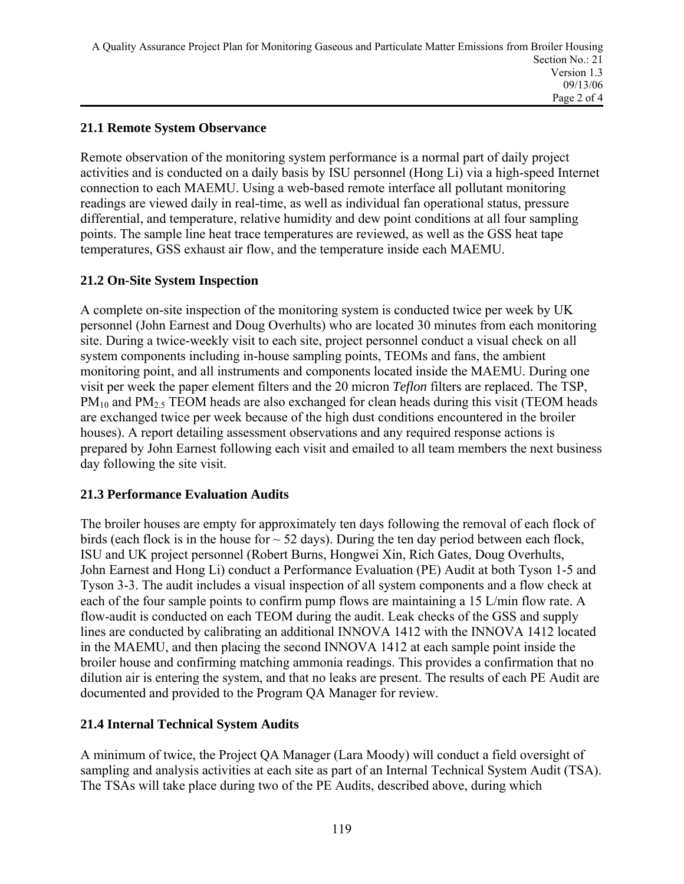## 21.1 Remote System Observance

Remote observation of the monitoring system performance is a normal part of daily project activities and is conducted on a daily basis by ISU personnel (Hong Li) via a high-speed Internet connection to each MAEMU. Using a web-based remote interface all pollutant monitoring readings are viewed daily in real-time, as well as individual fan operational status, pressure differential, and temperature, relative humidity and dew point conditions at all four sampling points. The sample line heat trace temperatures are reviewed, as well as the GSS heat tape temperatures, GSS exhaust air flow, and the temperature inside each MAEMU.

## 21.2 On-Site System Inspection

A complete on-site inspection of the monitoring system is conducted twice per week by UK personnel (John Earnest and Doug Overhults) who are located 30 minutes from each monitoring site. During a twice-weekly visit to each site, project personnel conduct a visual check on all system components including in-house sampling points, TEOMs and fans, the ambient monitoring point, and all instruments and components located inside the MAEMU. During one visit per week the paper element filters and the 20 micron *Teflon* filters are replaced. The TSP, $PM_{10}$ and $PM_{2.5}$ TEOM heads are also exchanged for clean heads during this visit (TEOM heads are exchanged twice per week because of the high dust conditions encountered in the broiler houses). A report detailing assessment observations and any required response actions is prepared by John Earnest following each visit and emailed to all team members the next business day following the site visit.

## 21.3 Performance Evaluation Audits

The broiler houses are empty for approximately ten days following the removal of each flock of birds (each flock is in the house for ~ 52 days). During the ten day period between each flock, ISU and UK project personnel (Robert Burns, Hongwei Xin, Rich Gates, Doug Overhults, John Earnest and Hong Li) conduct a Performance Evaluation (PE) Audit at both Tyson 1-5 and Tyson 3-3. The audit includes a visual inspection of all system components and a flow check at each of the four sample points to confirm pump flows are maintaining a 15 L/min flow rate. A flow-audit is conducted on each TEOM during the audit. Leak checks of the GSS and supply lines are conducted by calibrating an additional INNOVA 1412 with the INNOVA 1412 located in the MAEMU, and then placing the second INNOVA 1412 at each sample point inside the broiler house and confirming matching ammonia readings. This provides a confirmation that no dilution air is entering the system, and that no leaks are present. The results of each PE Audit are documented and provided to the Program QA Manager for review.

## 21.4 Internal Technical System Audits

A minimum of twice, the Project QA Manager (Lara Moody) will conduct a field oversight of sampling and analysis activities at each site as part of an Internal Technical System Audit (TSA). The TSAs will take place during two of the PE Audits, described above, during which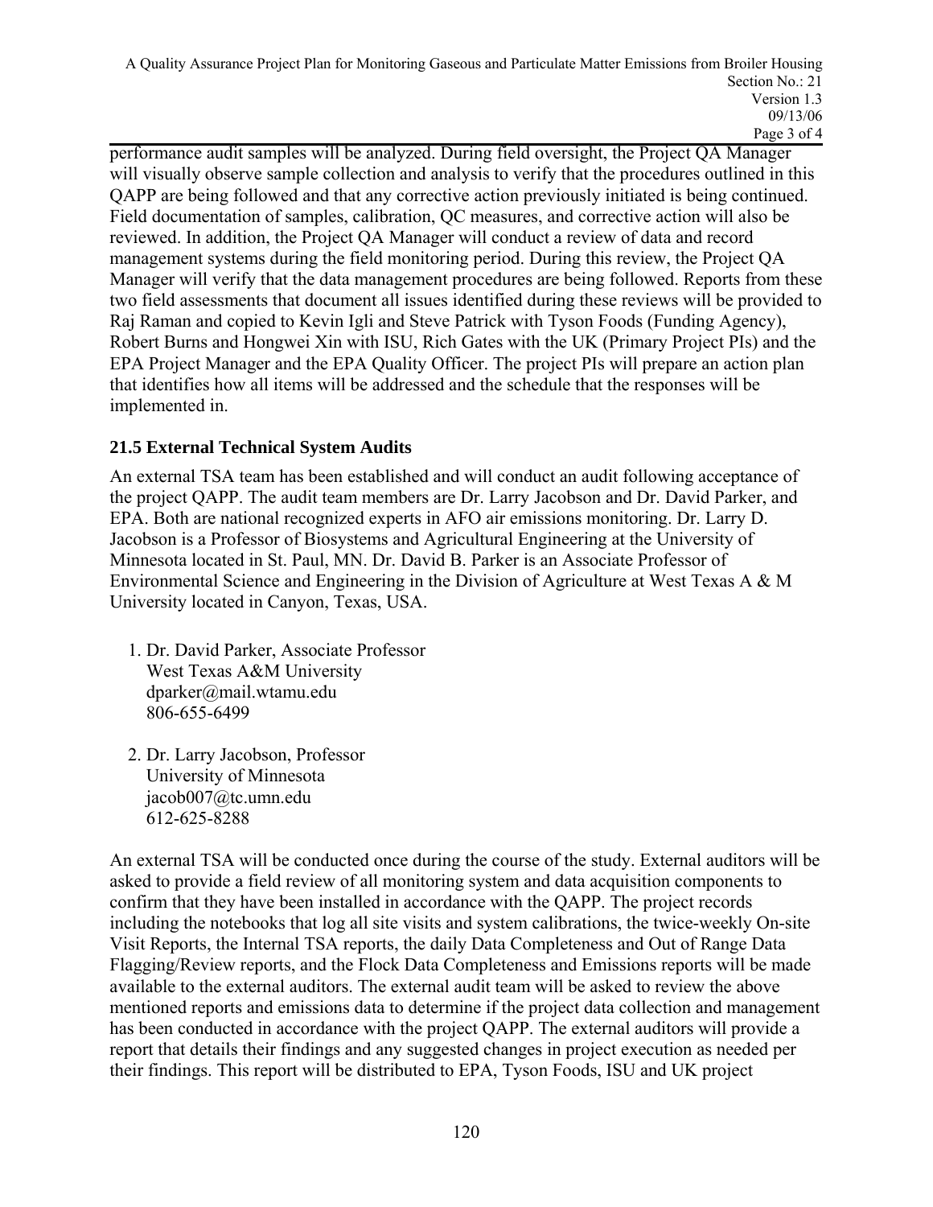performance audit samples will be analyzed. During field oversight, the Project QA Manager will visually observe sample collection and analysis to verify that the procedures outlined in this QAPP are being followed and that any corrective action previously initiated is being continued. Field documentation of samples, calibration, QC measures, and corrective action will also be reviewed. In addition, the Project QA Manager will conduct a review of data and record management systems during the field monitoring period. During this review, the Project QA Manager will verify that the data management procedures are being followed. Reports from these two field assessments that document all issues identified during these reviews will be provided to Raj Raman and copied to Kevin Igli and Steve Patrick with Tyson Foods (Funding Agency), Robert Burns and Hongwei Xin with ISU, Rich Gates with the UK (Primary Project PIs) and the EPA Project Manager and the EPA Quality Officer. The project PIs will prepare an action plan that identifies how all items will be addressed and the schedule that the responses will be implemented in.

### 21.5 External Technical System Audits

An external TSA team has been established and will conduct an audit following acceptance of the project QAPP. The audit team members are Dr. Larry Jacobson and Dr. David Parker, and EPA. Both are national recognized experts in AFO air emissions monitoring. Dr. Larry D. Jacobson is a Professor of Biosystems and Agricultural Engineering at the University of Minnesota located in St. Paul, MN. Dr. David B. Parker is an Associate Professor of Environmental Science and Engineering in the Division of Agriculture at West Texas A & M University located in Canyon, Texas, USA.

1. Dr. David Parker, Associate Professor
   West Texas A&M University
   dparker@mail.wtamu.edu
   806-655-6499

2. Dr. Larry Jacobson, Professor
   University of Minnesota
   jacob007@tc.umn.edu
   612-625-8288

An external TSA will be conducted once during the course of the study. External auditors will be asked to provide a field review of all monitoring system and data acquisition components to confirm that they have been installed in accordance with the QAPP. The project records including the notebooks that log all site visits and system calibrations, the twice-weekly On-site Visit Reports, the Internal TSA reports, the daily Data Completeness and Out of Range Data Flagging/Review reports, and the Flock Data Completeness and Emissions reports will be made available to the external auditors. The external audit team will be asked to review the above mentioned reports and emissions data to determine if the project data collection and management has been conducted in accordance with the project QAPP. The external auditors will provide a report that details their findings and any suggested changes in project execution as needed per their findings. This report will be distributed to EPA, Tyson Foods, ISU and UK project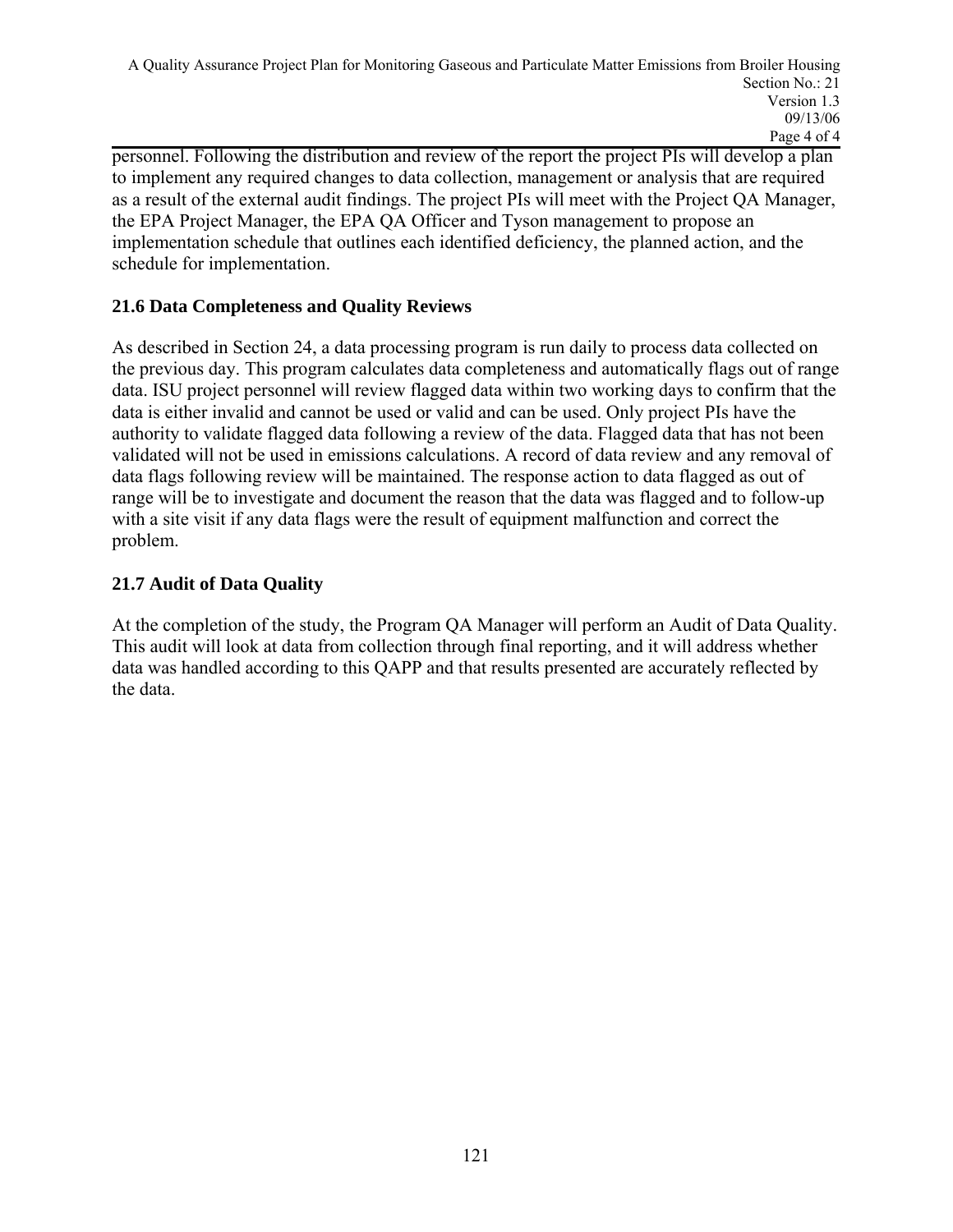personnel. Following the distribution and review of the report the project PIs will develop a plan to implement any required changes to data collection, management or analysis that are required as a result of the external audit findings. The project PIs will meet with the Project QA Manager, the EPA Project Manager, the EPA QA Officer and Tyson management to propose an implementation schedule that outlines each identified deficiency, the planned action, and the schedule for implementation.

### 21.6 Data Completeness and Quality Reviews

As described in Section 24, a data processing program is run daily to process data collected on the previous day. This program calculates data completeness and automatically flags out of range data. ISU project personnel will review flagged data within two working days to confirm that the data is either invalid and cannot be used or valid and can be used. Only project PIs have the authority to validate flagged data following a review of the data. Flagged data that has not been validated will not be used in emissions calculations. A record of data review and any removal of data flags following review will be maintained. The response action to data flagged as out of range will be to investigate and document the reason that the data was flagged and to follow-up with a site visit if any data flags were the result of equipment malfunction and correct the problem.

### 21.7 Audit of Data Quality

At the completion of the study, the Program QA Manager will perform an Audit of Data Quality. This audit will look at data from collection through final reporting, and it will address whether data was handled according to this QAPP and that results presented are accurately reflected by the data.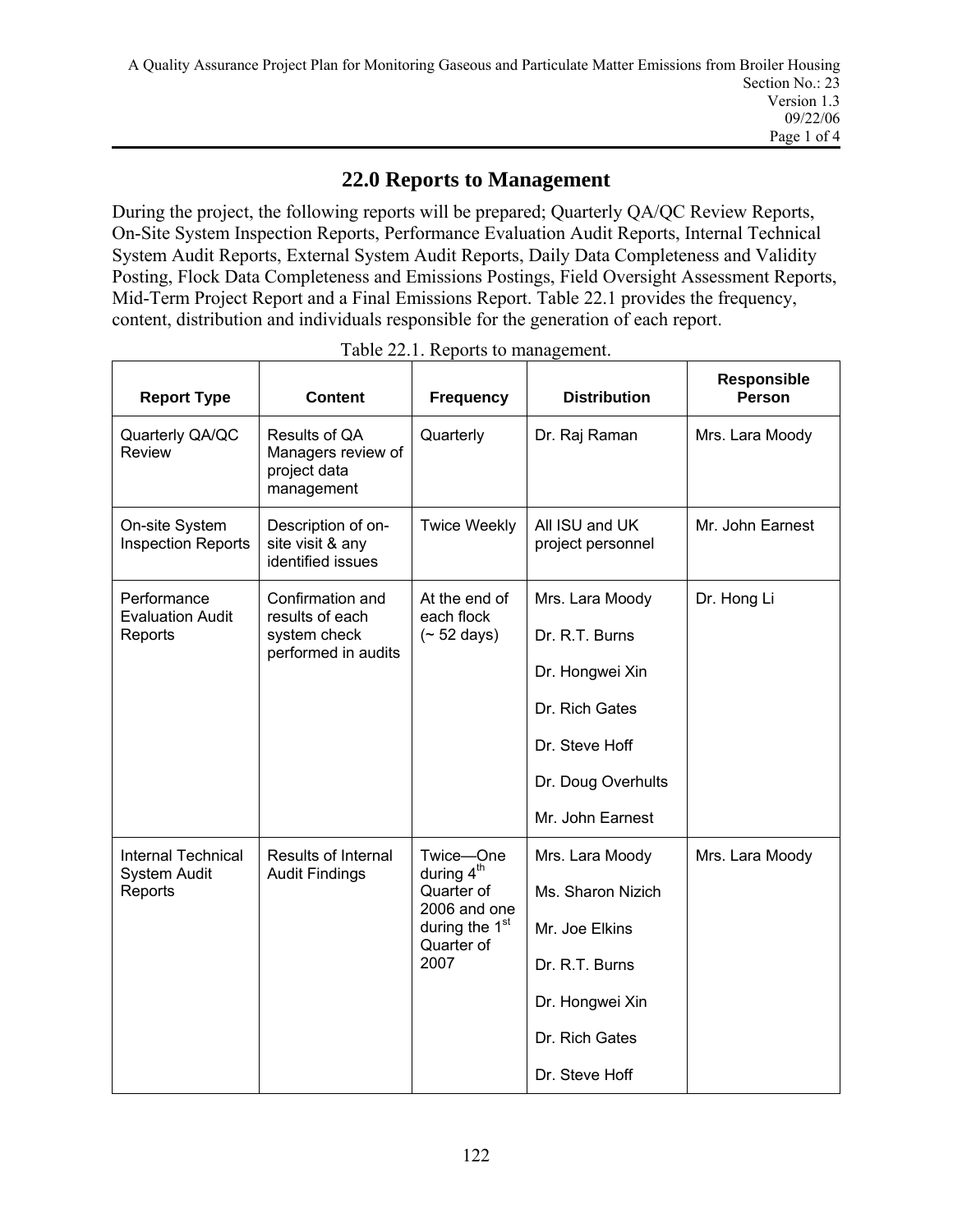## 22.0 Reports to Management

During the project, the following reports will be prepared; Quarterly QA/QC Review Reports, On-Site System Inspection Reports, Performance Evaluation Audit Reports, Internal Technical System Audit Reports, External System Audit Reports, Daily Data Completeness and Validity Posting, Flock Data Completeness and Emissions Postings, Field Oversight Assessment Reports, Mid-Term Project Report and a Final Emissions Report. Table 22.1 provides the frequency, content, distribution and individuals responsible for the generation of each report.

Table 22.1. Reports to management.

| Report Type | Content | Frequency | Distribution | Responsible Person |
|---|---|---|---|---|
| Quarterly QA/QC Review | Results of QA Managers review of project data management | Quarterly | Dr. Raj Raman | Mrs. Lara Moody |
| On-site System Inspection Reports | Description of on-site visit & any identified issues | Twice Weekly | All ISU and UK project personnel | Mr. John Earnest |
| Performance Evaluation Audit Reports | Confirmation and results of each system check performed in audits | At the end of each flock (~ 52 days) | Mrs. Lara Moody<br>Dr. R.T. Burns<br>Dr. Hongwei Xin<br>Dr. Rich Gates<br>Dr. Steve Hoff<br>Dr. Doug Overhults<br>Mr. John Earnest | Dr. Hong Li |
| Internal Technical System Audit Reports | Results of Internal Audit Findings | Twice—One during 4th Quarter of 2006 and one during the 1st Quarter of 2007 | Mrs. Lara Moody<br>Ms. Sharon Nizich<br>Mr. Joe Elkins<br>Dr. R.T. Burns<br>Dr. Hongwei Xin<br>Dr. Rich Gates<br>Dr. Steve Hoff | Mrs. Lara Moody |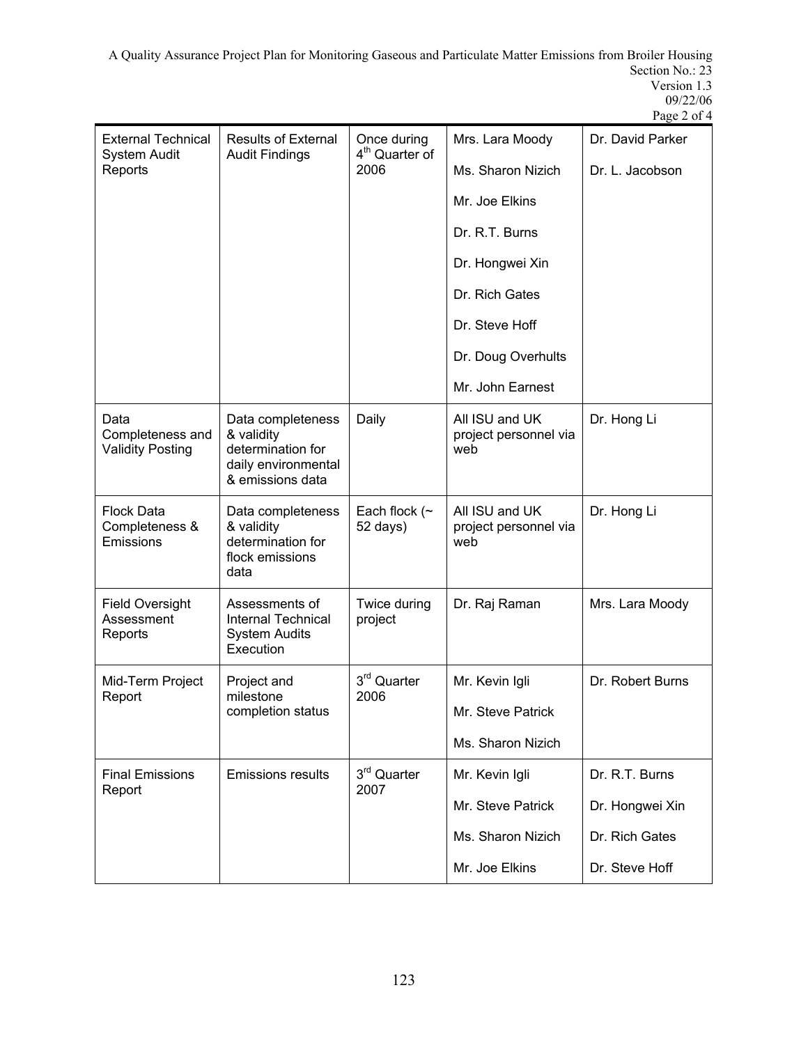| External Technical System Audit Reports | Results of External Audit Findings | Once during 4th Quarter of 2006 | Mrs. Lara Moody<br><br>Ms. Sharon Nizich<br><br>Mr. Joe Elkins<br><br>Dr. R.T. Burns<br><br>Dr. Hongwei Xin<br><br>Dr. Rich Gates<br><br>Dr. Steve Hoff<br><br>Dr. Doug Overhults<br><br>Mr. John Earnest | Dr. David Parker<br><br>Dr. L. Jacobson |
|---|---|---|---|---|
| Data Completeness and Validity Posting | Data completeness & validity determination for daily environmental & emissions data | Daily | All ISU and UK project personnel via web | Dr. Hong Li |
| Flock Data Completeness & Emissions | Data completeness & validity determination for flock emissions data | Each flock (~ 52 days) | All ISU and UK project personnel via web | Dr. Hong Li |
| Field Oversight Assessment Reports | Assessments of Internal Technical System Audits Execution | Twice during project | Dr. Raj Raman | Mrs. Lara Moody |
| Mid-Term Project Report | Project and milestone completion status | 3rd Quarter 2006 | Mr. Kevin Igli<br><br>Mr. Steve Patrick<br><br>Ms. Sharon Nizich | Dr. Robert Burns |
| Final Emissions Report | Emissions results | 3rd Quarter 2007 | Mr. Kevin Igli<br><br>Mr. Steve Patrick<br><br>Ms. Sharon Nizich<br><br>Mr. Joe Elkins | Dr. R.T. Burns<br><br>Dr. Hongwei Xin<br><br>Dr. Rich Gates<br><br>Dr. Steve Hoff |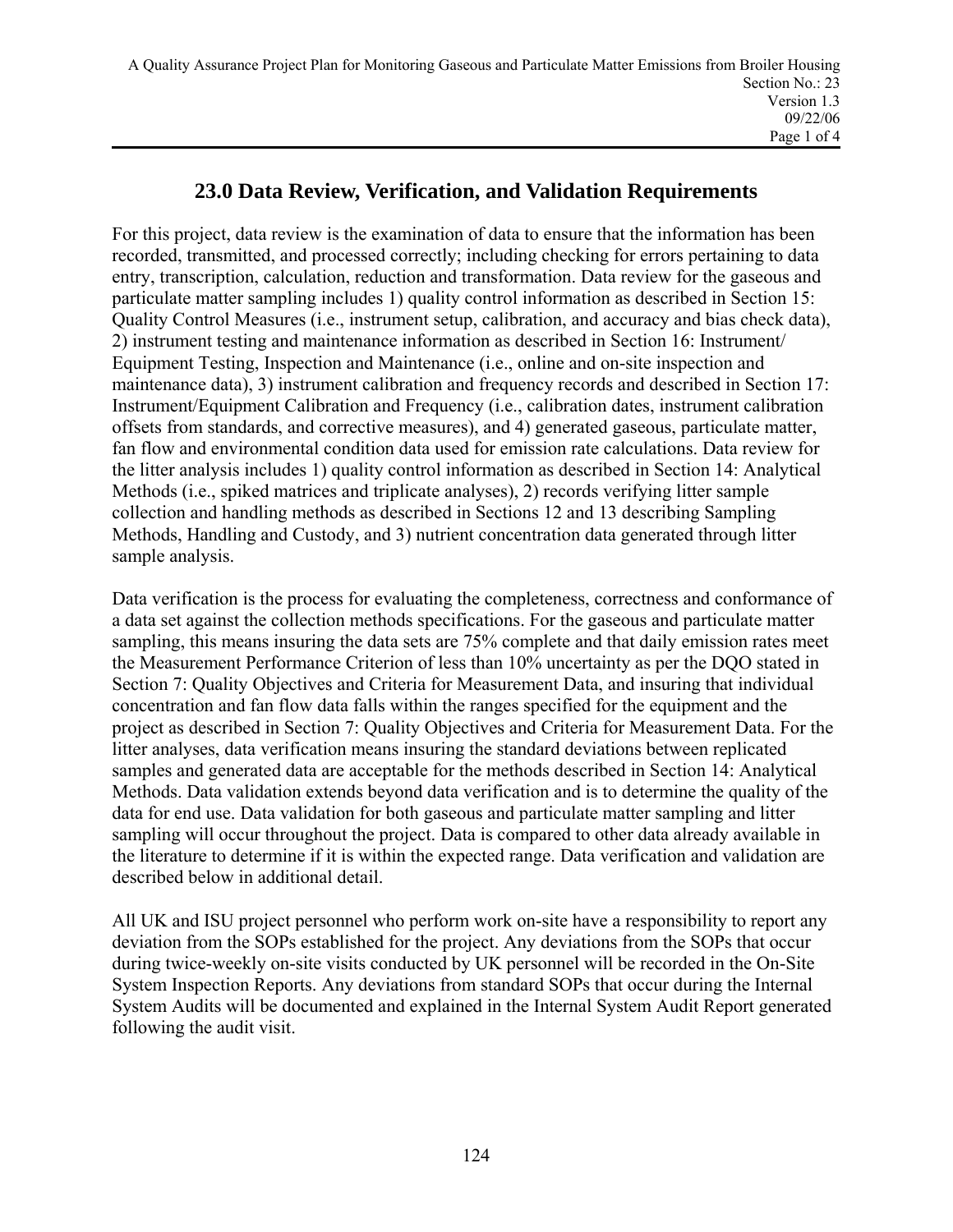## 23.0 Data Review, Verification, and Validation Requirements

For this project, data review is the examination of data to ensure that the information has been recorded, transmitted, and processed correctly; including checking for errors pertaining to data entry, transcription, calculation, reduction and transformation. Data review for the gaseous and particulate matter sampling includes 1) quality control information as described in Section 15: Quality Control Measures (i.e., instrument setup, calibration, and accuracy and bias check data), 2) instrument testing and maintenance information as described in Section 16: Instrument/ Equipment Testing, Inspection and Maintenance (i.e., online and on-site inspection and maintenance data), 3) instrument calibration and frequency records and described in Section 17: Instrument/Equipment Calibration and Frequency (i.e., calibration dates, instrument calibration offsets from standards, and corrective measures), and 4) generated gaseous, particulate matter, fan flow and environmental condition data used for emission rate calculations. Data review for the litter analysis includes 1) quality control information as described in Section 14: Analytical Methods (i.e., spiked matrices and triplicate analyses), 2) records verifying litter sample collection and handling methods as described in Sections 12 and 13 describing Sampling Methods, Handling and Custody, and 3) nutrient concentration data generated through litter sample analysis.

Data verification is the process for evaluating the completeness, correctness and conformance of a data set against the collection methods specifications. For the gaseous and particulate matter sampling, this means insuring the data sets are 75% complete and that daily emission rates meet the Measurement Performance Criterion of less than 10% uncertainty as per the DQO stated in Section 7: Quality Objectives and Criteria for Measurement Data, and insuring that individual concentration and fan flow data falls within the ranges specified for the equipment and the project as described in Section 7: Quality Objectives and Criteria for Measurement Data. For the litter analyses, data verification means insuring the standard deviations between replicated samples and generated data are acceptable for the methods described in Section 14: Analytical Methods. Data validation extends beyond data verification and is to determine the quality of the data for end use. Data validation for both gaseous and particulate matter sampling and litter sampling will occur throughout the project. Data is compared to other data already available in the literature to determine if it is within the expected range. Data verification and validation are described below in additional detail.

All UK and ISU project personnel who perform work on-site have a responsibility to report any deviation from the SOPs established for the project. Any deviations from the SOPs that occur during twice-weekly on-site visits conducted by UK personnel will be recorded in the On-Site System Inspection Reports. Any deviations from standard SOPs that occur during the Internal System Audits will be documented and explained in the Internal System Audit Report generated following the audit visit.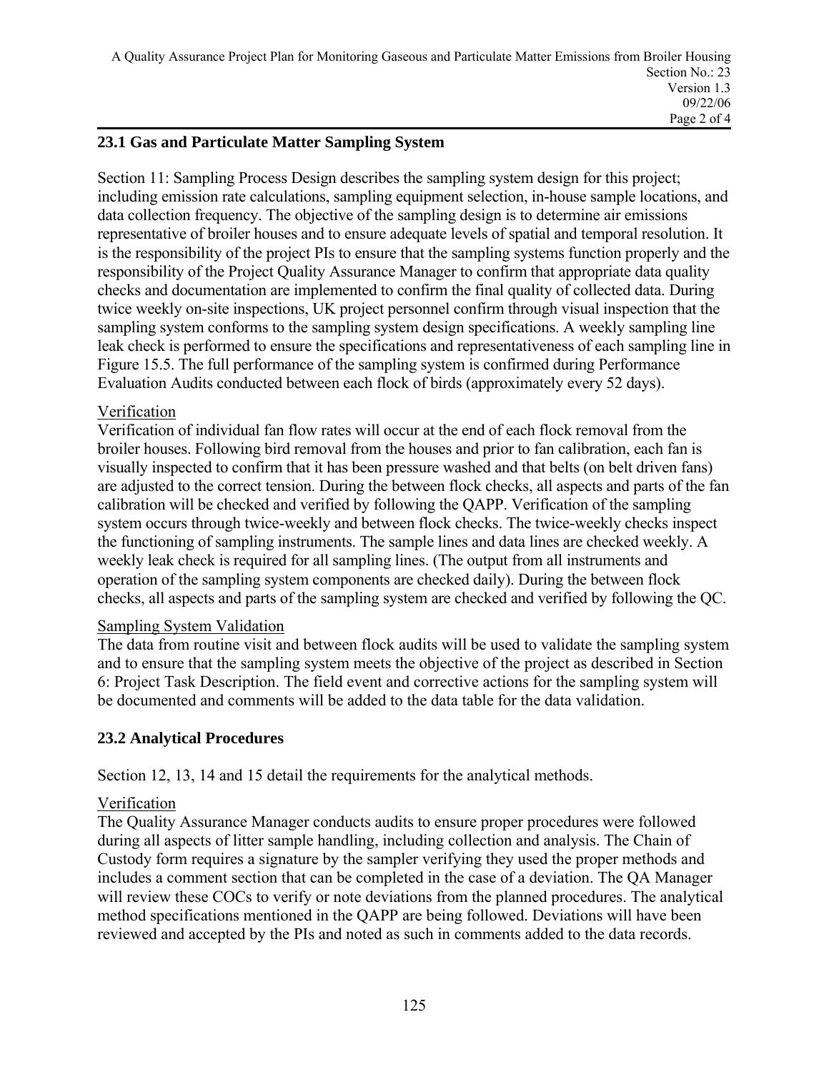## 23.1 Gas and Particulate Matter Sampling System

Section 11: Sampling Process Design describes the sampling system design for this project; including emission rate calculations, sampling equipment selection, in-house sample locations, and data collection frequency. The objective of the sampling design is to determine air emissions representative of broiler houses and to ensure adequate levels of spatial and temporal resolution. It is the responsibility of the project PIs to ensure that the sampling systems function properly and the responsibility of the Project Quality Assurance Manager to confirm that appropriate data quality checks and documentation are implemented to confirm the final quality of collected data. During twice weekly on-site inspections, UK project personnel confirm through visual inspection that the sampling system conforms to the sampling system design specifications. A weekly sampling line leak check is performed to ensure the specifications and representativeness of each sampling line in Figure 15.5. The full performance of the sampling system is confirmed during Performance Evaluation Audits conducted between each flock of birds (approximately every 52 days).

<u>Verification</u>

Verification of individual fan flow rates will occur at the end of each flock removal from the broiler houses. Following bird removal from the houses and prior to fan calibration, each fan is visually inspected to confirm that it has been pressure washed and that belts (on belt driven fans) are adjusted to the correct tension. During the between flock checks, all aspects and parts of the fan calibration will be checked and verified by following the QAPP. Verification of the sampling system occurs through twice-weekly and between flock checks. The twice-weekly checks inspect the functioning of sampling instruments. The sample lines and data lines are checked weekly. A weekly leak check is required for all sampling lines. (The output from all instruments and operation of the sampling system components are checked daily). During the between flock checks, all aspects and parts of the sampling system are checked and verified by following the QC.

<u>Sampling System Validation</u>

The data from routine visit and between flock audits will be used to validate the sampling system and to ensure that the sampling system meets the objective of the project as described in Section 6: Project Task Description. The field event and corrective actions for the sampling system will be documented and comments will be added to the data table for the data validation.

## 23.2 Analytical Procedures

Section 12, 13, 14 and 15 detail the requirements for the analytical methods.

<u>Verification</u>

The Quality Assurance Manager conducts audits to ensure proper procedures were followed during all aspects of litter sample handling, including collection and analysis. The Chain of Custody form requires a signature by the sampler verifying they used the proper methods and includes a comment section that can be completed in the case of a deviation. The QA Manager will review these COCs to verify or note deviations from the planned procedures. The analytical method specifications mentioned in the QAPP are being followed. Deviations will have been reviewed and accepted by the PIs and noted as such in comments added to the data records.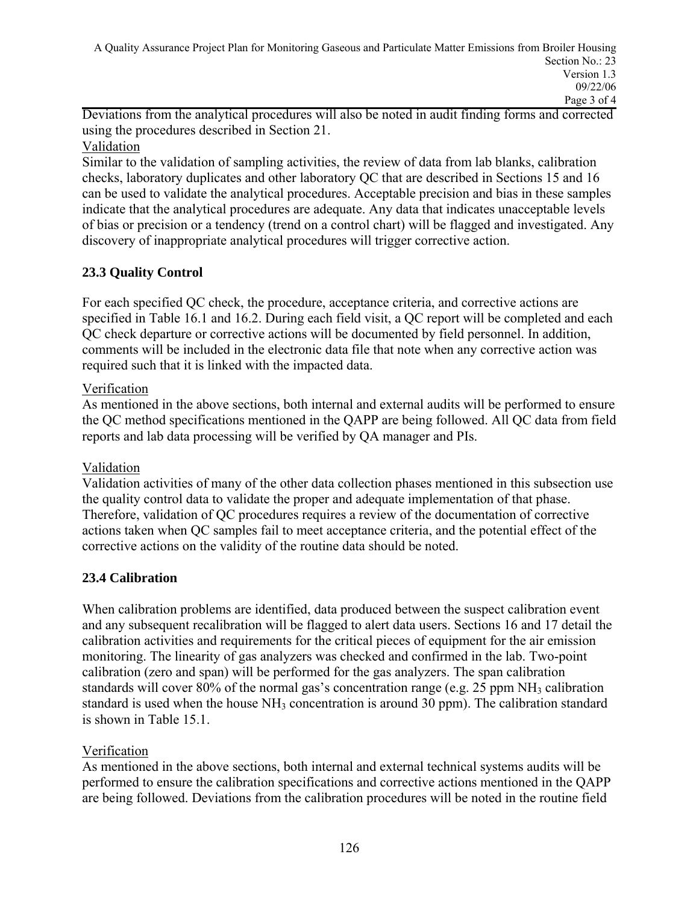Deviations from the analytical procedures will also be noted in audit finding forms and corrected using the procedures described in Section 21.

Validation

Similar to the validation of sampling activities, the review of data from lab blanks, calibration checks, laboratory duplicates and other laboratory QC that are described in Sections 15 and 16 can be used to validate the analytical procedures. Acceptable precision and bias in these samples indicate that the analytical procedures are adequate. Any data that indicates unacceptable levels of bias or precision or a tendency (trend on a control chart) will be flagged and investigated. Any discovery of inappropriate analytical procedures will trigger corrective action.

### 23.3 Quality Control

For each specified QC check, the procedure, acceptance criteria, and corrective actions are specified in Table 16.1 and 16.2. During each field visit, a QC report will be completed and each QC check departure or corrective actions will be documented by field personnel. In addition, comments will be included in the electronic data file that note when any corrective action was required such that it is linked with the impacted data.

Verification

As mentioned in the above sections, both internal and external audits will be performed to ensure the QC method specifications mentioned in the QAPP are being followed. All QC data from field reports and lab data processing will be verified by QA manager and PIs.

Validation

Validation activities of many of the other data collection phases mentioned in this subsection use the quality control data to validate the proper and adequate implementation of that phase. Therefore, validation of QC procedures requires a review of the documentation of corrective actions taken when QC samples fail to meet acceptance criteria, and the potential effect of the corrective actions on the validity of the routine data should be noted.

### 23.4 Calibration

When calibration problems are identified, data produced between the suspect calibration event and any subsequent recalibration will be flagged to alert data users. Sections 16 and 17 detail the calibration activities and requirements for the critical pieces of equipment for the air emission monitoring. The linearity of gas analyzers was checked and confirmed in the lab. Two-point calibration (zero and span) will be performed for the gas analyzers. The span calibration standards will cover 80% of the normal gas's concentration range (e.g. 25 ppm $NH_3$ calibration standard is used when the house $NH_3$ concentration is around 30 ppm). The calibration standard is shown in Table 15.1.

Verification

As mentioned in the above sections, both internal and external technical systems audits will be performed to ensure the calibration specifications and corrective actions mentioned in the QAPP are being followed. Deviations from the calibration procedures will be noted in the routine field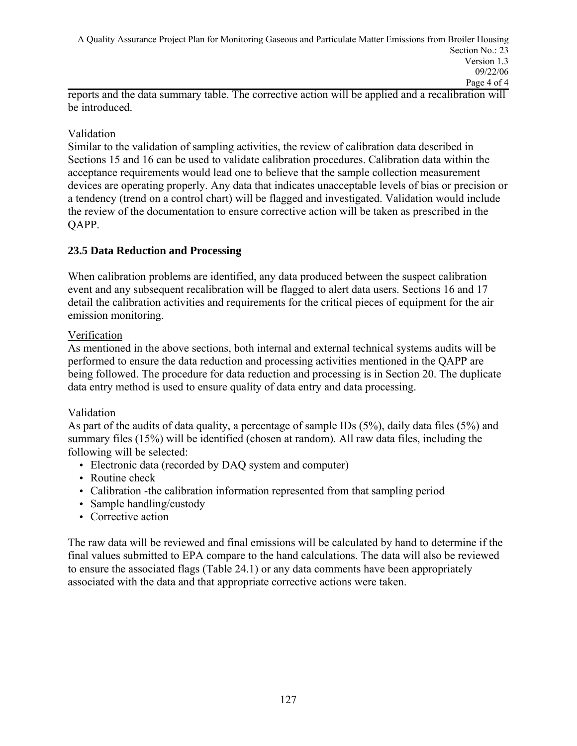reports and the data summary table. The corrective action will be applied and a recalibration will be introduced.

Validation

Similar to the validation of sampling activities, the review of calibration data described in Sections 15 and 16 can be used to validate calibration procedures. Calibration data within the acceptance requirements would lead one to believe that the sample collection measurement devices are operating properly. Any data that indicates unacceptable levels of bias or precision or a tendency (trend on a control chart) will be flagged and investigated. Validation would include the review of the documentation to ensure corrective action will be taken as prescribed in the QAPP.

### 23.5 Data Reduction and Processing

When calibration problems are identified, any data produced between the suspect calibration event and any subsequent recalibration will be flagged to alert data users. Sections 16 and 17 detail the calibration activities and requirements for the critical pieces of equipment for the air emission monitoring.

Verification

As mentioned in the above sections, both internal and external technical systems audits will be performed to ensure the data reduction and processing activities mentioned in the QAPP are being followed. The procedure for data reduction and processing is in Section 20. The duplicate data entry method is used to ensure quality of data entry and data processing.

Validation

As part of the audits of data quality, a percentage of sample IDs (5%), daily data files (5%) and summary files (15%) will be identified (chosen at random). All raw data files, including the following will be selected:

- Electronic data (recorded by DAQ system and computer)
- Routine check
- Calibration -the calibration information represented from that sampling period
- Sample handling/custody
- Corrective action

The raw data will be reviewed and final emissions will be calculated by hand to determine if the final values submitted to EPA compare to the hand calculations. The data will also be reviewed to ensure the associated flags (Table 24.1) or any data comments have been appropriately associated with the data and that appropriate corrective actions were taken.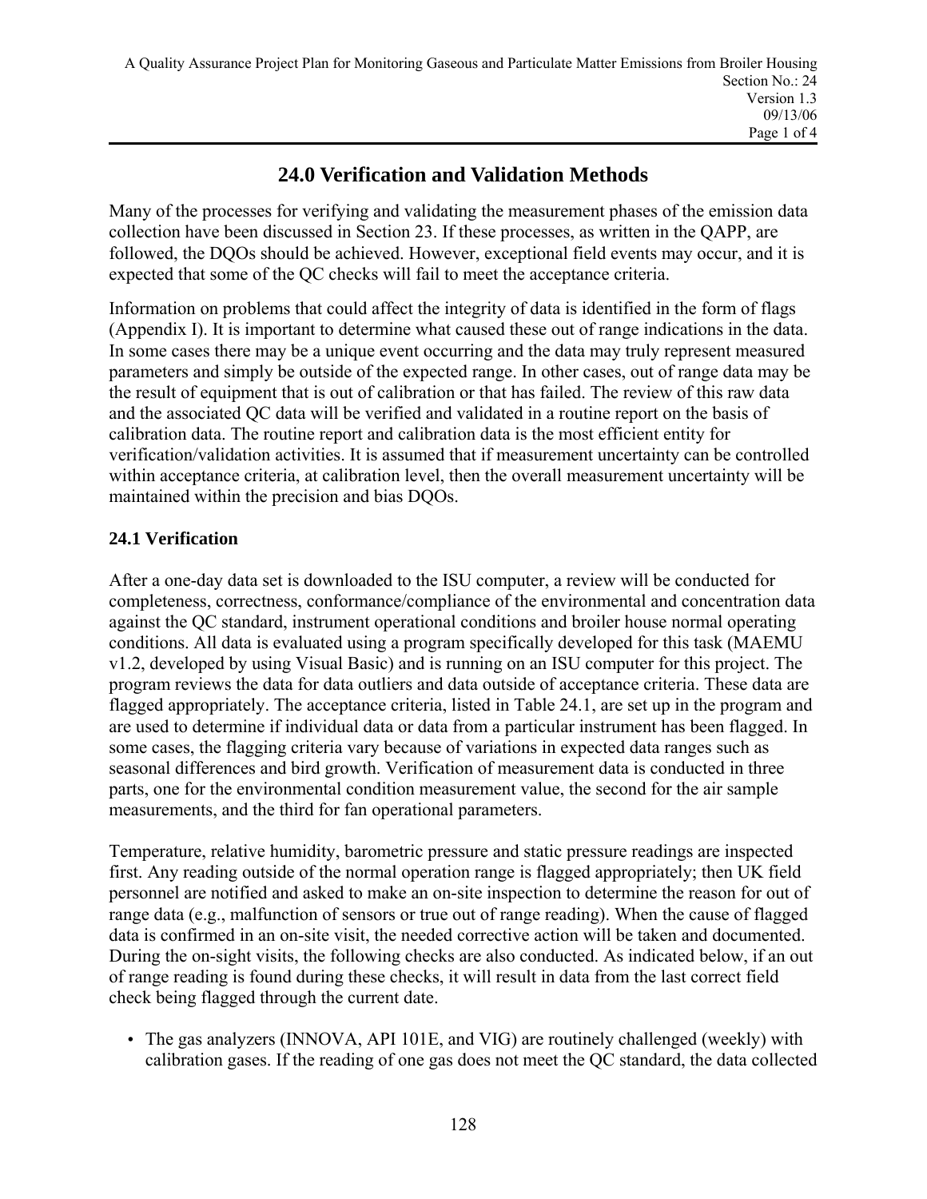# 24.0 Verification and Validation Methods

Many of the processes for verifying and validating the measurement phases of the emission data collection have been discussed in Section 23. If these processes, as written in the QAPP, are followed, the DQOs should be achieved. However, exceptional field events may occur, and it is expected that some of the QC checks will fail to meet the acceptance criteria.

Information on problems that could affect the integrity of data is identified in the form of flags (Appendix I). It is important to determine what caused these out of range indications in the data. In some cases there may be a unique event occurring and the data may truly represent measured parameters and simply be outside of the expected range. In other cases, out of range data may be the result of equipment that is out of calibration or that has failed. The review of this raw data and the associated QC data will be verified and validated in a routine report on the basis of calibration data. The routine report and calibration data is the most efficient entity for verification/validation activities. It is assumed that if measurement uncertainty can be controlled within acceptance criteria, at calibration level, then the overall measurement uncertainty will be maintained within the precision and bias DQOs.

## 24.1 Verification

After a one-day data set is downloaded to the ISU computer, a review will be conducted for completeness, correctness, conformance/compliance of the environmental and concentration data against the QC standard, instrument operational conditions and broiler house normal operating conditions. All data is evaluated using a program specifically developed for this task (MAEMU v1.2, developed by using Visual Basic) and is running on an ISU computer for this project. The program reviews the data for data outliers and data outside of acceptance criteria. These data are flagged appropriately. The acceptance criteria, listed in Table 24.1, are set up in the program and are used to determine if individual data or data from a particular instrument has been flagged. In some cases, the flagging criteria vary because of variations in expected data ranges such as seasonal differences and bird growth. Verification of measurement data is conducted in three parts, one for the environmental condition measurement value, the second for the air sample measurements, and the third for fan operational parameters.

Temperature, relative humidity, barometric pressure and static pressure readings are inspected first. Any reading outside of the normal operation range is flagged appropriately; then UK field personnel are notified and asked to make an on-site inspection to determine the reason for out of range data (e.g., malfunction of sensors or true out of range reading). When the cause of flagged data is confirmed in an on-site visit, the needed corrective action will be taken and documented. During the on-sight visits, the following checks are also conducted. As indicated below, if an out of range reading is found during these checks, it will result in data from the last correct field check being flagged through the current date.

- The gas analyzers (INNOVA, API 101E, and VIG) are routinely challenged (weekly) with calibration gases. If the reading of one gas does not meet the QC standard, the data collected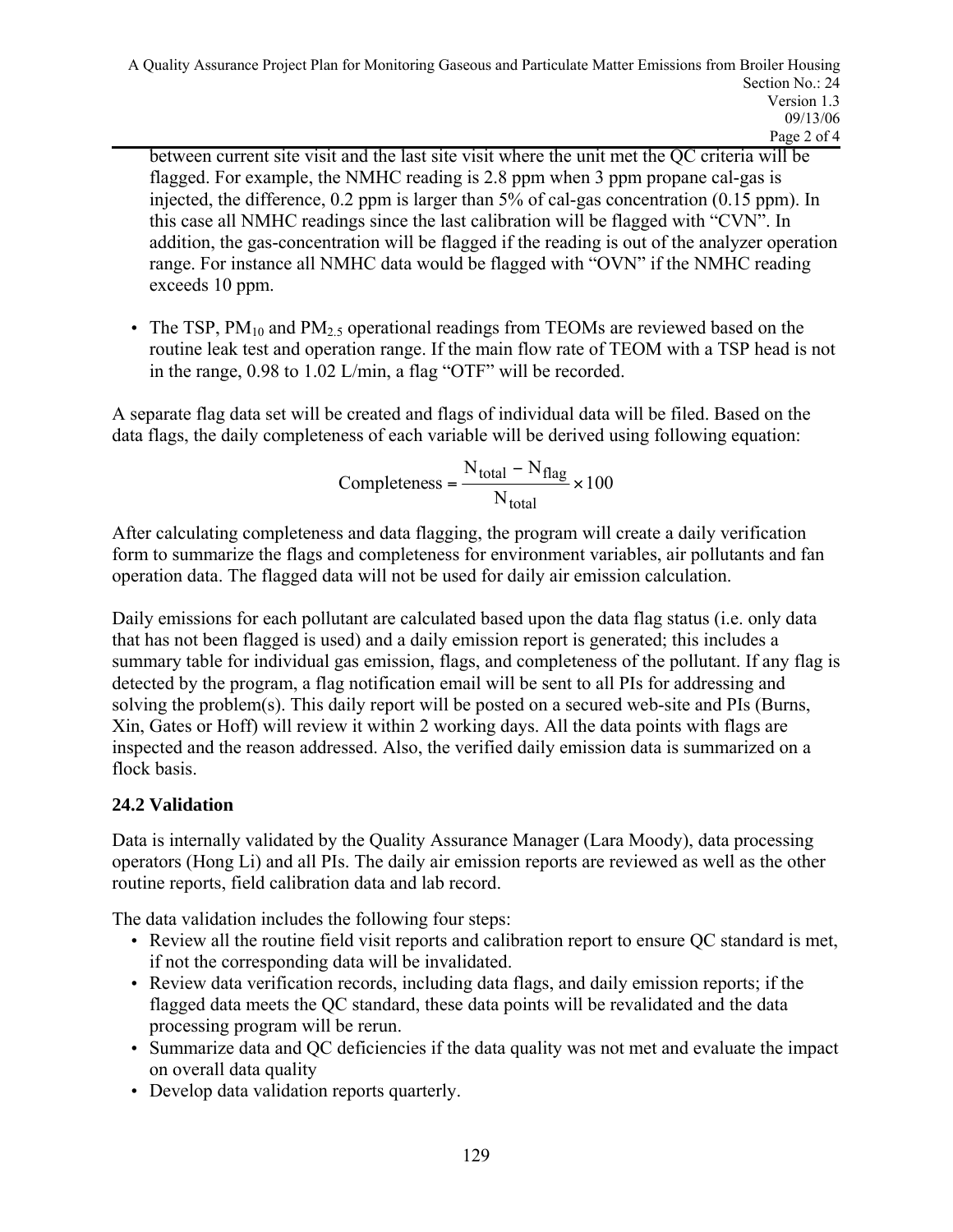between current site visit and the last site visit where the unit met the QC criteria will be flagged. For example, the NMHC reading is 2.8 ppm when 3 ppm propane cal-gas is injected, the difference, 0.2 ppm is larger than 5% of cal-gas concentration (0.15 ppm). In this case all NMHC readings since the last calibration will be flagged with "CVN". In addition, the gas-concentration will be flagged if the reading is out of the analyzer operation range. For instance all NMHC data would be flagged with "OVN" if the NMHC reading exceeds 10 ppm.

- The TSP, $PM_{10}$ and $PM_{2.5}$ operational readings from TEOMs are reviewed based on the routine leak test and operation range. If the main flow rate of TEOM with a TSP head is not in the range, 0.98 to 1.02 L/min, a flag "OTF" will be recorded.

A separate flag data set will be created and flags of individual data will be filed. Based on the data flags, the daily completeness of each variable will be derived using following equation:

$$\text{Completeness} = \frac{N_{\text{total}} - N_{\text{flag}}}{N_{\text{total}}} \times 100$$

After calculating completeness and data flagging, the program will create a daily verification form to summarize the flags and completeness for environment variables, air pollutants and fan operation data. The flagged data will not be used for daily air emission calculation.

Daily emissions for each pollutant are calculated based upon the data flag status (i.e. only data that has not been flagged is used) and a daily emission report is generated; this includes a summary table for individual gas emission, flags, and completeness of the pollutant. If any flag is detected by the program, a flag notification email will be sent to all PIs for addressing and solving the problem(s). This daily report will be posted on a secured web-site and PIs (Burns, Xin, Gates or Hoff) will review it within 2 working days. All the data points with flags are inspected and the reason addressed. Also, the verified daily emission data is summarized on a flock basis.

### 24.2 Validation

Data is internally validated by the Quality Assurance Manager (Lara Moody), data processing operators (Hong Li) and all PIs. The daily air emission reports are reviewed as well as the other routine reports, field calibration data and lab record.

The data validation includes the following four steps:

- Review all the routine field visit reports and calibration report to ensure QC standard is met, if not the corresponding data will be invalidated.
- Review data verification records, including data flags, and daily emission reports; if the flagged data meets the QC standard, these data points will be revalidated and the data processing program will be rerun.
- Summarize data and QC deficiencies if the data quality was not met and evaluate the impact on overall data quality
- Develop data validation reports quarterly.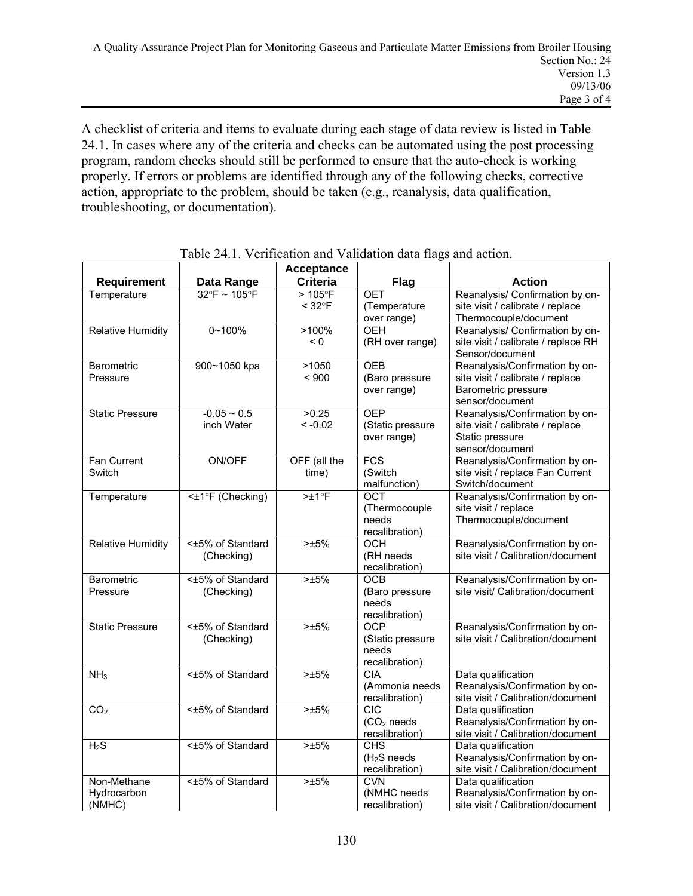A checklist of criteria and items to evaluate during each stage of data review is listed in Table 24.1. In cases where any of the criteria and checks can be automated using the post processing program, random checks should still be performed to ensure that the auto-check is working properly. If errors or problems are identified through any of the following checks, corrective action, appropriate to the problem, should be taken (e.g., reanalysis, data qualification, troubleshooting, or documentation).

Table 24.1. Verification and Validation data flags and action.

| Requirement | Data Range | Acceptance Criteria | Flag | Action |
|---|---|---|---|---|
| Temperature | 32°F ~ 105°F | > 105°F<br>< 32°F | OET<br>(Temperature over range) | Reanalysis/ Confirmation by on-site visit / calibrate / replace Thermocouple/document |
| Relative Humidity | 0~100% | >100%<br>< 0 | OEH<br>(RH over range) | Reanalysis/ Confirmation by on-site visit / calibrate / replace RH Sensor/document |
| Barometric Pressure | 900~1050 kpa | >1050<br>< 900 | OEB<br>(Baro pressure over range) | Reanalysis/Confirmation by on-site visit / calibrate / replace Barometric pressure sensor/document |
| Static Pressure | -0.05 ~ 0.5 inch Water | >0.25<br>< -0.02 | OEP<br>(Static pressure over range) | Reanalysis/Confirmation by on-site visit / calibrate / replace Static pressure sensor/document |
| Fan Current Switch | ON/OFF | OFF (all the time) | FCS<br>(Switch malfunction) | Reanalysis/Confirmation by on-site visit / replace Fan Current Switch/document |
| Temperature | <±1°F (Checking) | >±1°F | OCT<br>(Thermocouple needs recalibration) | Reanalysis/Confirmation by on-site visit / replace Thermocouple/document |
| Relative Humidity | <±5% of Standard (Checking) | >±5% | OCH<br>(RH needs recalibration) | Reanalysis/Confirmation by on-site visit / Calibration/document |
| Barometric Pressure | <±5% of Standard (Checking) | >±5% | OCB<br>(Baro pressure needs recalibration) | Reanalysis/Confirmation by on-site visit/ Calibration/document |
| Static Pressure | <±5% of Standard (Checking) | >±5% | OCP<br>(Static pressure needs recalibration) | Reanalysis/Confirmation by on-site visit / Calibration/document |
| $NH_3$ | <±5% of Standard | >±5% | CIA<br>(Ammonia needs recalibration) | Data qualification Reanalysis/Confirmation by on-site visit / Calibration/document |
| $CO_2$ | <±5% of Standard | >±5% | CIC<br>($CO_2$ needs recalibration) | Data qualification Reanalysis/Confirmation by on-site visit / Calibration/document |
| $H_2S$ | <±5% of Standard | >±5% | CHS<br>($H_2S$ needs recalibration) | Data qualification Reanalysis/Confirmation by on-site visit / Calibration/document |
| Non-Methane Hydrocarbon (NMHC) | <±5% of Standard | >±5% | CVN<br>(NMHC needs recalibration) | Data qualification Reanalysis/Confirmation by on-site visit / Calibration/document |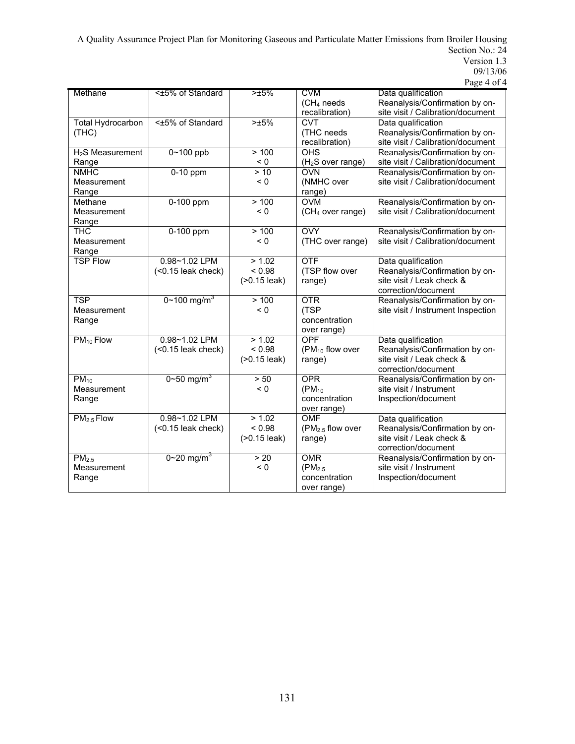| Methane | <±5% of Standard | >±5% | CVM ($CH_4$ needs recalibration) | Data qualification Reanalysis/Confirmation by on-site visit / Calibration/document |
|---|---|---|---|---|
| Total Hydrocarbon (THC) | <±5% of Standard | >±5% | CVT (THC needs recalibration) | Data qualification Reanalysis/Confirmation by on-site visit / Calibration/document |
| $H_2S$ Measurement Range | 0~100 ppb | > 100<br>< 0 | OHS ($H_2S$ over range) | Reanalysis/Confirmation by on-site visit / Calibration/document |
| NMHC Measurement Range | 0-10 ppm | > 10<br>< 0 | OVN (NMHC over range) | Reanalysis/Confirmation by on-site visit / Calibration/document |
| Methane Measurement Range | 0-100 ppm | > 100<br>< 0 | OVM ($CH_4$ over range) | Reanalysis/Confirmation by on-site visit / Calibration/document |
| THC Measurement Range | 0-100 ppm | > 100<br>< 0 | OVY (THC over range) | Reanalysis/Confirmation by on-site visit / Calibration/document |
| TSP Flow | 0.98~1.02 LPM (<0.15 leak check) | > 1.02<br>< 0.98<br>(>0.15 leak) | OTF (TSP flow over range) | Data qualification Reanalysis/Confirmation by on-site visit / Leak check & correction/document |
| TSP Measurement Range | 0~100 $mg/m^3$ | > 100<br>< 0 | OTR (TSP concentration over range) | Reanalysis/Confirmation by on-site visit / Instrument Inspection |
| $PM_{10}$ Flow | 0.98~1.02 LPM (<0.15 leak check) | > 1.02<br>< 0.98<br>(>0.15 leak) | OPF ($PM_{10}$ flow over range) | Data qualification Reanalysis/Confirmation by on-site visit / Leak check & correction/document |
| $PM_{10}$ Measurement Range | 0~50 $mg/m^3$ | > 50<br>< 0 | OPR ($PM_{10}$ concentration over range) | Reanalysis/Confirmation by on-site visit / Instrument Inspection/document |
| $PM_{2.5}$ Flow | 0.98~1.02 LPM (<0.15 leak check) | > 1.02<br>< 0.98<br>(>0.15 leak) | OMF ($PM_{2.5}$ flow over range) | Data qualification Reanalysis/Confirmation by on-site visit / Leak check & correction/document |
| $PM_{2.5}$ Measurement Range | 0~20 $mg/m^3$ | > 20<br>< 0 | OMR ($PM_{2.5}$ concentration over range) | Reanalysis/Confirmation by on-site visit / Instrument Inspection/document |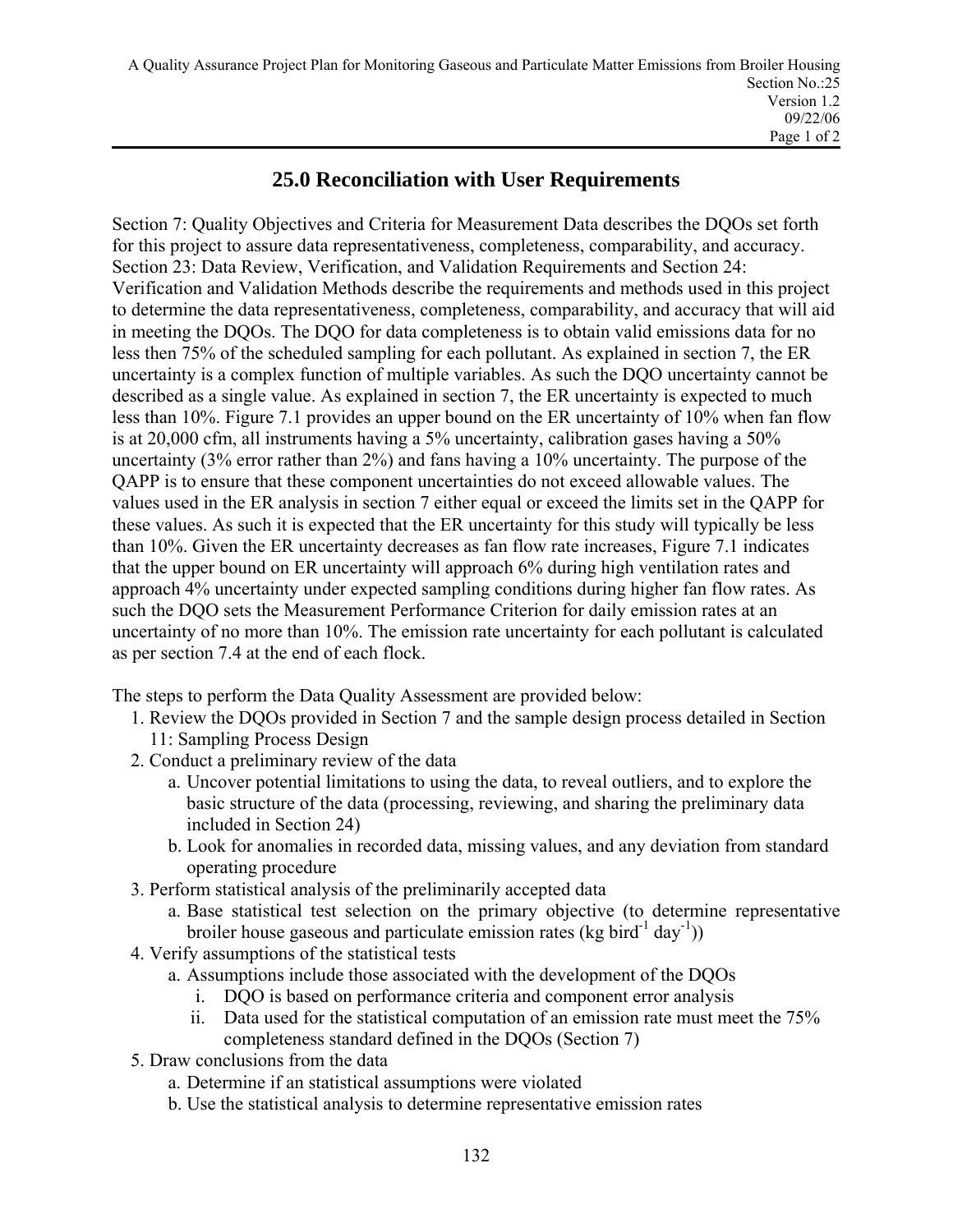# 25.0 Reconciliation with User Requirements

Section 7: Quality Objectives and Criteria for Measurement Data describes the DQOs set forth for this project to assure data representativeness, completeness, comparability, and accuracy. Section 23: Data Review, Verification, and Validation Requirements and Section 24: Verification and Validation Methods describe the requirements and methods used in this project to determine the data representativeness, completeness, comparability, and accuracy that will aid in meeting the DQOs. The DQO for data completeness is to obtain valid emissions data for no less then 75% of the scheduled sampling for each pollutant. As explained in section 7, the ER uncertainty is a complex function of multiple variables. As such the DQO uncertainty cannot be described as a single value. As explained in section 7, the ER uncertainty is expected to much less than 10%. Figure 7.1 provides an upper bound on the ER uncertainty of 10% when fan flow is at 20,000 cfm, all instruments having a 5% uncertainty, calibration gases having a 50% uncertainty (3% error rather than 2%) and fans having a 10% uncertainty. The purpose of the QAPP is to ensure that these component uncertainties do not exceed allowable values. The values used in the ER analysis in section 7 either equal or exceed the limits set in the QAPP for these values. As such it is expected that the ER uncertainty for this study will typically be less than 10%. Given the ER uncertainty decreases as fan flow rate increases, Figure 7.1 indicates that the upper bound on ER uncertainty will approach 6% during high ventilation rates and approach 4% uncertainty under expected sampling conditions during higher fan flow rates. As such the DQO sets the Measurement Performance Criterion for daily emission rates at an uncertainty of no more than 10%. The emission rate uncertainty for each pollutant is calculated as per section 7.4 at the end of each flock.

The steps to perform the Data Quality Assessment are provided below:

1. Review the DQOs provided in Section 7 and the sample design process detailed in Section 11: Sampling Process Design
2. Conduct a preliminary review of the data
    a. Uncover potential limitations to using the data, to reveal outliers, and to explore the basic structure of the data (processing, reviewing, and sharing the preliminary data included in Section 24)
    b. Look for anomalies in recorded data, missing values, and any deviation from standard operating procedure
3. Perform statistical analysis of the preliminarily accepted data
    a. Base statistical test selection on the primary objective (to determine representative broiler house gaseous and particulate emission rates (kg $bird^{-1}$ $day^{-1}$))
4. Verify assumptions of the statistical tests
    a. Assumptions include those associated with the development of the DQOs
        i. DQO is based on performance criteria and component error analysis
        ii. Data used for the statistical computation of an emission rate must meet the 75% completeness standard defined in the DQOs (Section 7)
5. Draw conclusions from the data
    a. Determine if an statistical assumptions were violated
    b. Use the statistical analysis to determine representative emission rates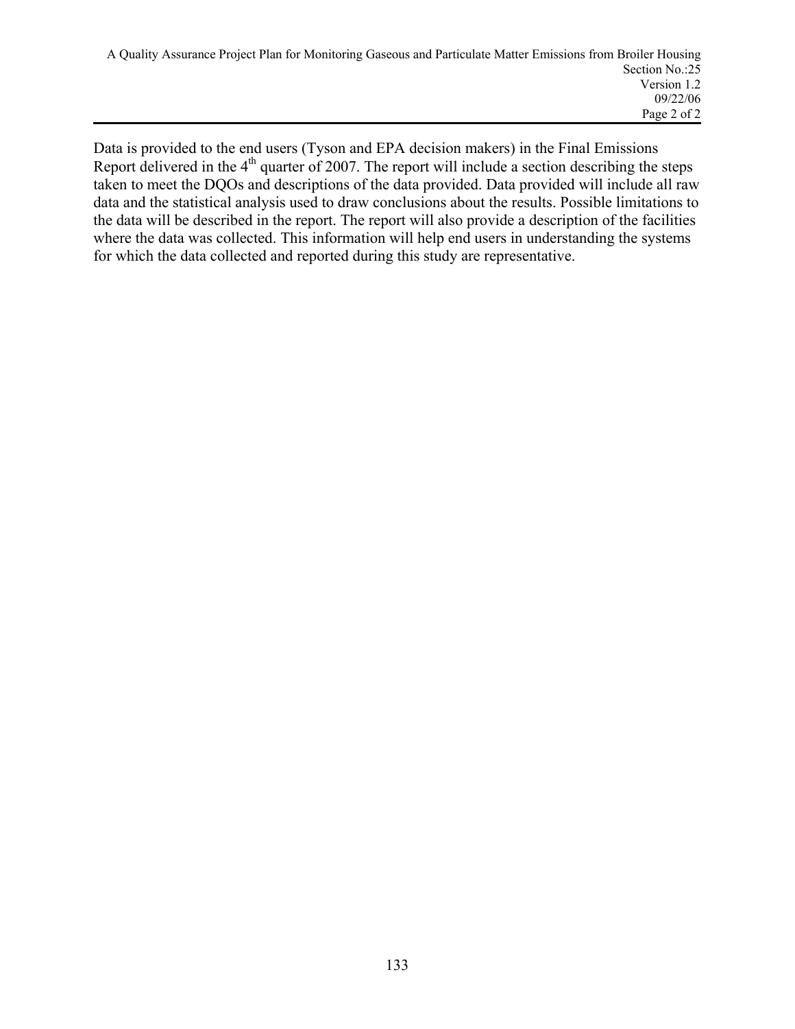Data is provided to the end users (Tyson and EPA decision makers) in the Final Emissions Report delivered in the 4th quarter of 2007. The report will include a section describing the steps taken to meet the DQOs and descriptions of the data provided. Data provided will include all raw data and the statistical analysis used to draw conclusions about the results. Possible limitations to the data will be described in the report. The report will also provide a description of the facilities where the data was collected. This information will help end users in understanding the systems for which the data collected and reported during this study are representative.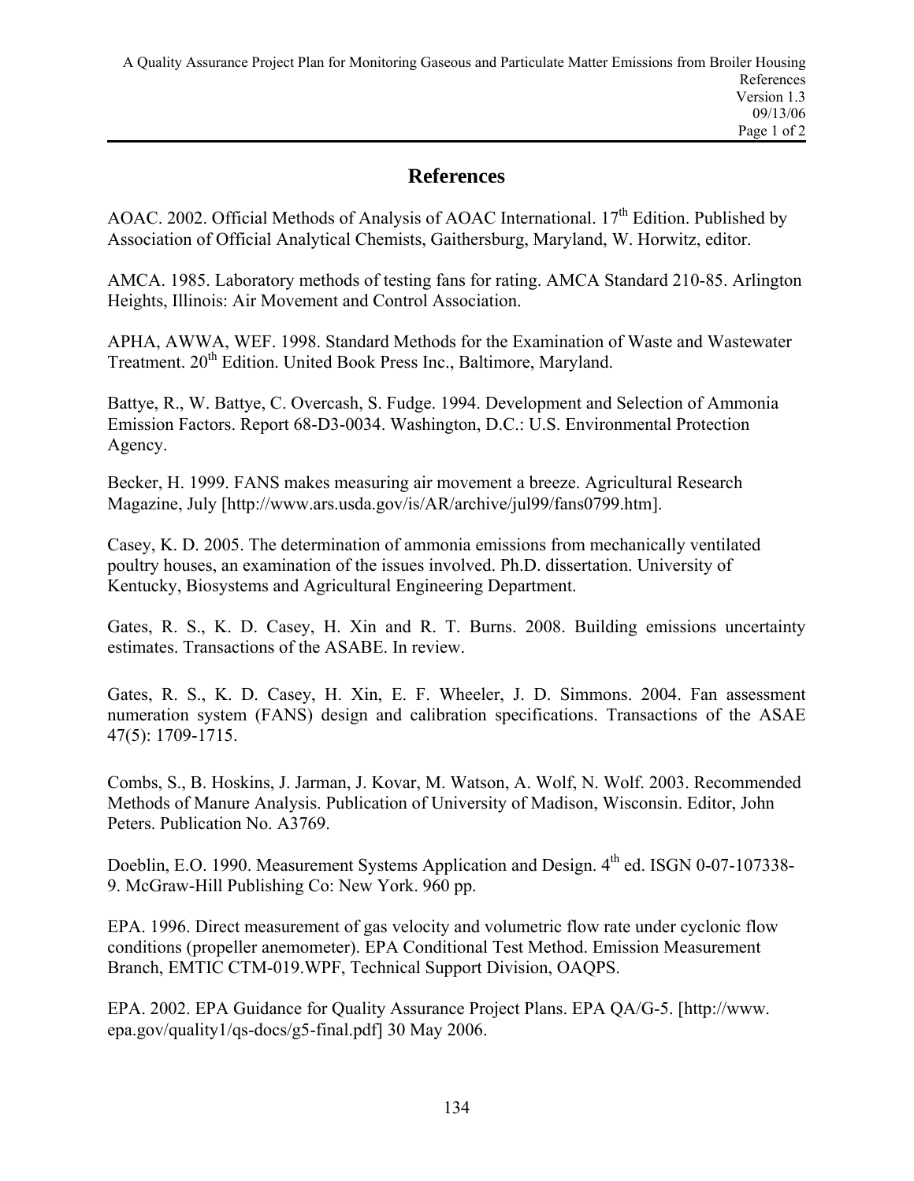# References

AOAC. 2002. Official Methods of Analysis of AOAC International. 17th Edition. Published by Association of Official Analytical Chemists, Gaithersburg, Maryland, W. Horwitz, editor.

AMCA. 1985. Laboratory methods of testing fans for rating. AMCA Standard 210-85. Arlington Heights, Illinois: Air Movement and Control Association.

APHA, AWWA, WEF. 1998. Standard Methods for the Examination of Waste and Wastewater Treatment. 20th Edition. United Book Press Inc., Baltimore, Maryland.

Battye, R., W. Battye, C. Overcash, S. Fudge. 1994. Development and Selection of Ammonia Emission Factors. Report 68-D3-0034. Washington, D.C.: U.S. Environmental Protection Agency.

Becker, H. 1999. FANS makes measuring air movement a breeze. Agricultural Research Magazine, July [http://www.ars.usda.gov/is/AR/archive/jul99/fans0799.htm].

Casey, K. D. 2005. The determination of ammonia emissions from mechanically ventilated poultry houses, an examination of the issues involved. Ph.D. dissertation. University of Kentucky, Biosystems and Agricultural Engineering Department.

Gates, R. S., K. D. Casey, H. Xin and R. T. Burns. 2008. Building emissions uncertainty estimates. Transactions of the ASABE. In review.

Gates, R. S., K. D. Casey, H. Xin, E. F. Wheeler, J. D. Simmons. 2004. Fan assessment numeration system (FANS) design and calibration specifications. Transactions of the ASAE 47(5): 1709-1715.

Combs, S., B. Hoskins, J. Jarman, J. Kovar, M. Watson, A. Wolf, N. Wolf. 2003. Recommended Methods of Manure Analysis. Publication of University of Madison, Wisconsin. Editor, John Peters. Publication No. A3769.

Doeblin, E.O. 1990. Measurement Systems Application and Design. 4th ed. ISGN 0-07-107338-9. McGraw-Hill Publishing Co: New York. 960 pp.

EPA. 1996. Direct measurement of gas velocity and volumetric flow rate under cyclonic flow conditions (propeller anemometer). EPA Conditional Test Method. Emission Measurement Branch, EMTIC CTM-019.WPF, Technical Support Division, OAQPS.

EPA. 2002. EPA Guidance for Quality Assurance Project Plans. EPA QA/G-5. [http://www.epa.gov/quality1/qs-docs/g5-final.pdf] 30 May 2006.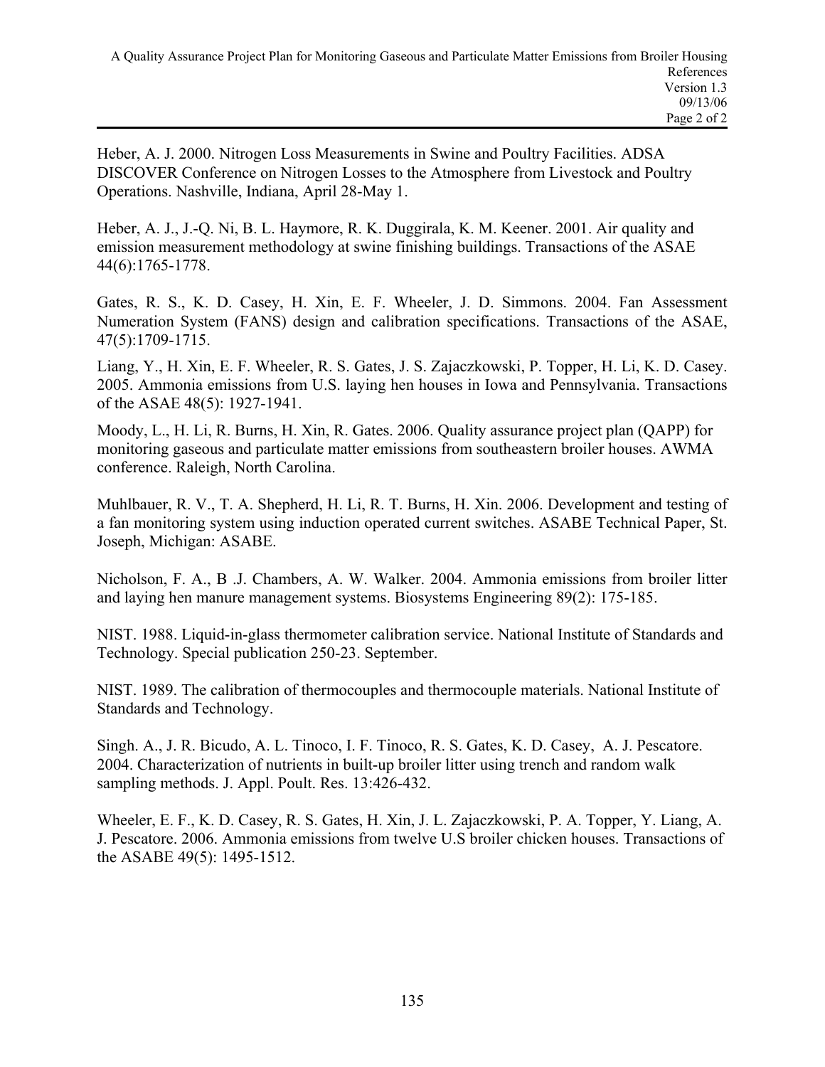Heber, A. J. 2000. Nitrogen Loss Measurements in Swine and Poultry Facilities. ADSA DISCOVER Conference on Nitrogen Losses to the Atmosphere from Livestock and Poultry Operations. Nashville, Indiana, April 28-May 1.

Heber, A. J., J.-Q. Ni, B. L. Haymore, R. K. Duggirala, K. M. Keener. 2001. Air quality and emission measurement methodology at swine finishing buildings. Transactions of the ASAE 44(6):1765-1778.

Gates, R. S., K. D. Casey, H. Xin, E. F. Wheeler, J. D. Simmons. 2004. Fan Assessment Numeration System (FANS) design and calibration specifications. Transactions of the ASAE, 47(5):1709-1715.

Liang, Y., H. Xin, E. F. Wheeler, R. S. Gates, J. S. Zajaczkowski, P. Topper, H. Li, K. D. Casey. 2005. Ammonia emissions from U.S. laying hen houses in Iowa and Pennsylvania. Transactions of the ASAE 48(5): 1927-1941.

Moody, L., H. Li, R. Burns, H. Xin, R. Gates. 2006. Quality assurance project plan (QAPP) for monitoring gaseous and particulate matter emissions from southeastern broiler houses. AWMA conference. Raleigh, North Carolina.

Muhlbauer, R. V., T. A. Shepherd, H. Li, R. T. Burns, H. Xin. 2006. Development and testing of a fan monitoring system using induction operated current switches. ASABE Technical Paper, St. Joseph, Michigan: ASABE.

Nicholson, F. A., B .J. Chambers, A. W. Walker. 2004. Ammonia emissions from broiler litter and laying hen manure management systems. Biosystems Engineering 89(2): 175-185.

NIST. 1988. Liquid-in-glass thermometer calibration service. National Institute of Standards and Technology. Special publication 250-23. September.

NIST. 1989. The calibration of thermocouples and thermocouple materials. National Institute of Standards and Technology.

Singh. A., J. R. Bicudo, A. L. Tinoco, I. F. Tinoco, R. S. Gates, K. D. Casey, A. J. Pescatore. 2004. Characterization of nutrients in built-up broiler litter using trench and random walk sampling methods. J. Appl. Poult. Res. 13:426-432.

Wheeler, E. F., K. D. Casey, R. S. Gates, H. Xin, J. L. Zajaczkowski, P. A. Topper, Y. Liang, A. J. Pescatore. 2006. Ammonia emissions from twelve U.S broiler chicken houses. Transactions of the ASABE 49(5): 1495-1512.